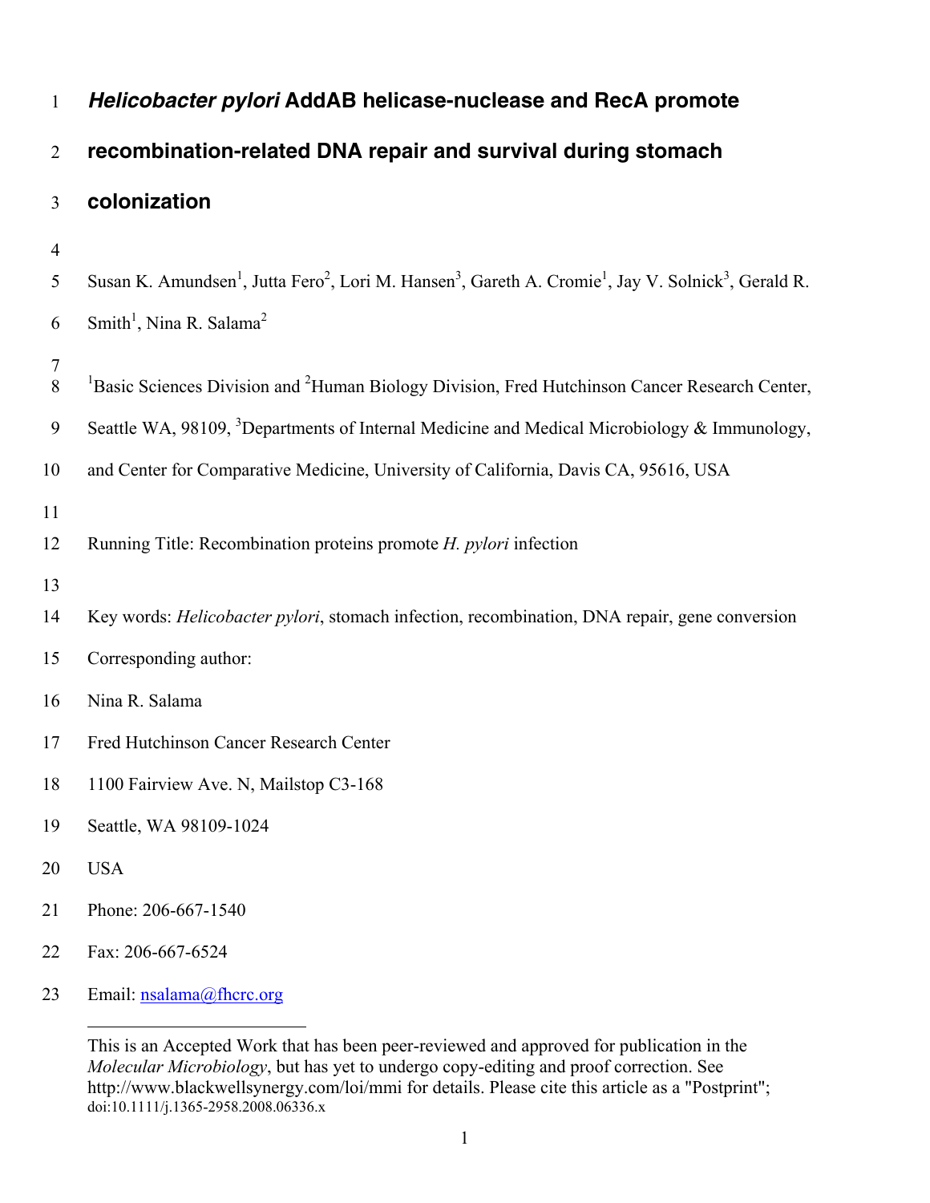# *Helicobacter pylori* AddAB helicase-nuclease and RecA promote recombination-related DNA repair and survival during stomach colonization

Susan K. Amundsen[1], Jutta Fero[2], Lori M. Hansen[3], Gareth A. Cromie[1], Jay V. Solnick[3], Gerald R. Smith[1], Nina R. Salama[2]

[1]Basic Sciences Division and [2]Human Biology Division, Fred Hutchinson Cancer Research Center, Seattle WA, 98109, [3]Departments of Internal Medicine and Medical Microbiology & Immunology, and Center for Comparative Medicine, University of California, Davis CA, 95616, USA

Running Title: Recombination proteins promote *H. pylori* infection

Key words: *Helicobacter pylori*, stomach infection, recombination, DNA repair, gene conversion

Corresponding author:

Nina R. Salama

Fred Hutchinson Cancer Research Center

1100 Fairview Ave. N, Mailstop C3-168

Seattle, WA 98109-1024

USA

Phone: 206-667-1540

Fax: 206-667-6524

Email: nsalama@fhcrc.org

---

This is an Accepted Work that has been peer-reviewed and approved for publication in the *Molecular Microbiology*, but has yet to undergo copy-editing and proof correction. See http://www.blackwellsynergy.com/loi/mmi for details. Please cite this article as a "Postprint"; doi:10.1111/j.1365-2958.2008.06336.x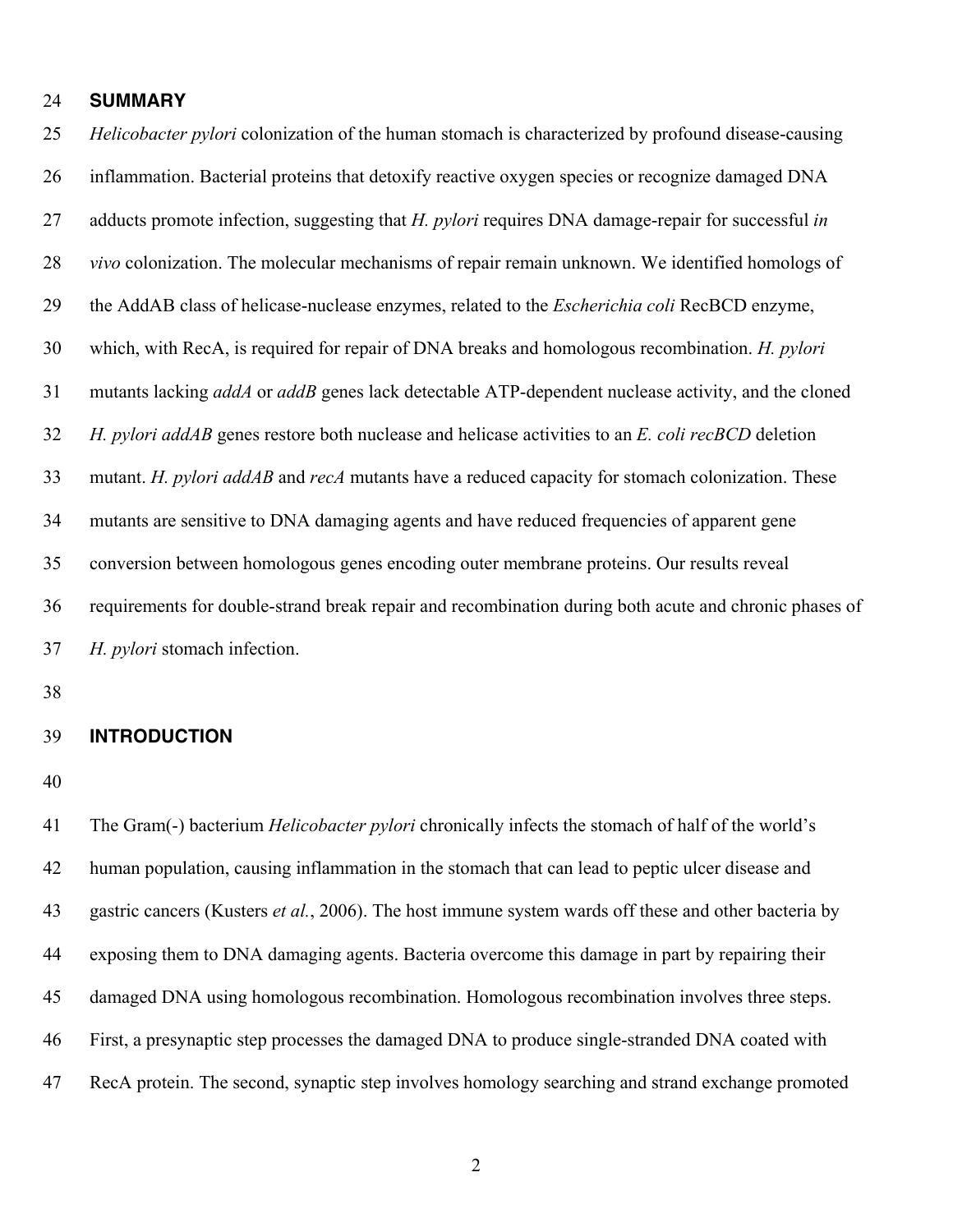## SUMMARY

*Helicobacter pylori* colonization of the human stomach is characterized by profound disease-causing inflammation. Bacterial proteins that detoxify reactive oxygen species or recognize damaged DNA adducts promote infection, suggesting that *H. pylori* requires DNA damage-repair for successful *in vivo* colonization. The molecular mechanisms of repair remain unknown. We identified homologs of the AddAB class of helicase-nuclease enzymes, related to the *Escherichia coli* RecBCD enzyme, which, with RecA, is required for repair of DNA breaks and homologous recombination. *H. pylori* mutants lacking *addA* or *addB* genes lack detectable ATP-dependent nuclease activity, and the cloned *H. pylori addAB* genes restore both nuclease and helicase activities to an *E. coli recBCD* deletion mutant. *H. pylori addAB* and *recA* mutants have a reduced capacity for stomach colonization. These mutants are sensitive to DNA damaging agents and have reduced frequencies of apparent gene conversion between homologous genes encoding outer membrane proteins. Our results reveal requirements for double-strand break repair and recombination during both acute and chronic phases of *H. pylori* stomach infection.

## INTRODUCTION

The Gram(-) bacterium *Helicobacter pylori* chronically infects the stomach of half of the world's human population, causing inflammation in the stomach that can lead to peptic ulcer disease and gastric cancers (Kusters *et al.*, 2006). The host immune system wards off these and other bacteria by exposing them to DNA damaging agents. Bacteria overcome this damage in part by repairing their damaged DNA using homologous recombination. Homologous recombination involves three steps. First, a presynaptic step processes the damaged DNA to produce single-stranded DNA coated with RecA protein. The second, synaptic step involves homology searching and strand exchange promoted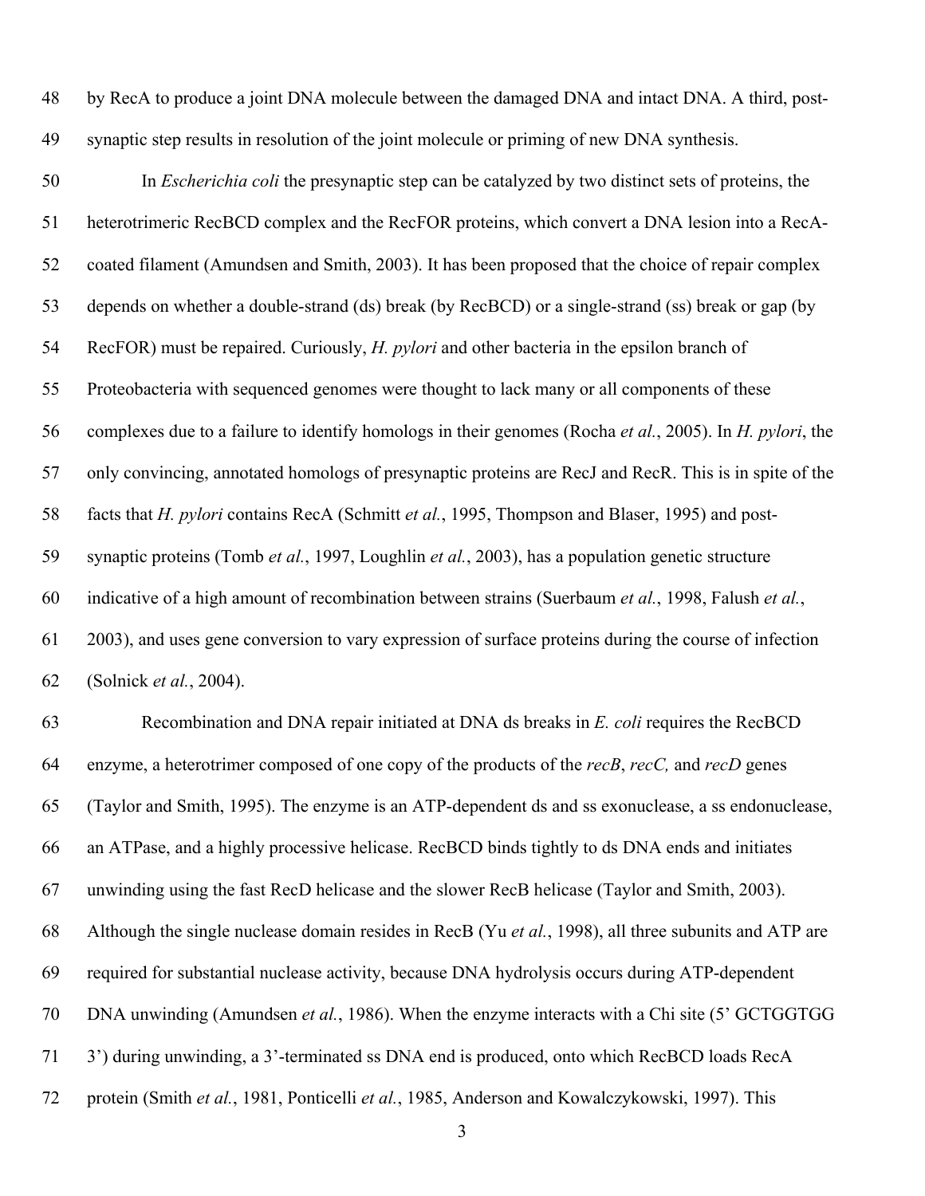by RecA to produce a joint DNA molecule between the damaged DNA and intact DNA. A third, post-synaptic step results in resolution of the joint molecule or priming of new DNA synthesis.

In *Escherichia coli* the presynaptic step can be catalyzed by two distinct sets of proteins, the heterotrimeric RecBCD complex and the RecFOR proteins, which convert a DNA lesion into a RecA-coated filament (Amundsen and Smith, 2003). It has been proposed that the choice of repair complex depends on whether a double-strand (ds) break (by RecBCD) or a single-strand (ss) break or gap (by RecFOR) must be repaired. Curiously, *H. pylori* and other bacteria in the epsilon branch of Proteobacteria with sequenced genomes were thought to lack many or all components of these complexes due to a failure to identify homologs in their genomes (Rocha *et al.*, 2005). In *H. pylori*, the only convincing, annotated homologs of presynaptic proteins are RecJ and RecR. This is in spite of the facts that *H. pylori* contains RecA (Schmitt *et al.*, 1995, Thompson and Blaser, 1995) and post-synaptic proteins (Tomb *et al.*, 1997, Loughlin *et al.*, 2003), has a population genetic structure indicative of a high amount of recombination between strains (Suerbaum *et al.*, 1998, Falush *et al.*, 2003), and uses gene conversion to vary expression of surface proteins during the course of infection (Solnick *et al.*, 2004).

Recombination and DNA repair initiated at DNA ds breaks in *E. coli* requires the RecBCD enzyme, a heterotrimer composed of one copy of the products of the *recB*, *recC,* and *recD* genes (Taylor and Smith, 1995). The enzyme is an ATP-dependent ds and ss exonuclease, a ss endonuclease, an ATPase, and a highly processive helicase. RecBCD binds tightly to ds DNA ends and initiates unwinding using the fast RecD helicase and the slower RecB helicase (Taylor and Smith, 2003). Although the single nuclease domain resides in RecB (Yu *et al.*, 1998), all three subunits and ATP are required for substantial nuclease activity, because DNA hydrolysis occurs during ATP-dependent DNA unwinding (Amundsen *et al.*, 1986). When the enzyme interacts with a Chi site (5' GCTGGTGG 3') during unwinding, a 3'-terminated ss DNA end is produced, onto which RecBCD loads RecA protein (Smith *et al.*, 1981, Ponticelli *et al.*, 1985, Anderson and Kowalczykowski, 1997). This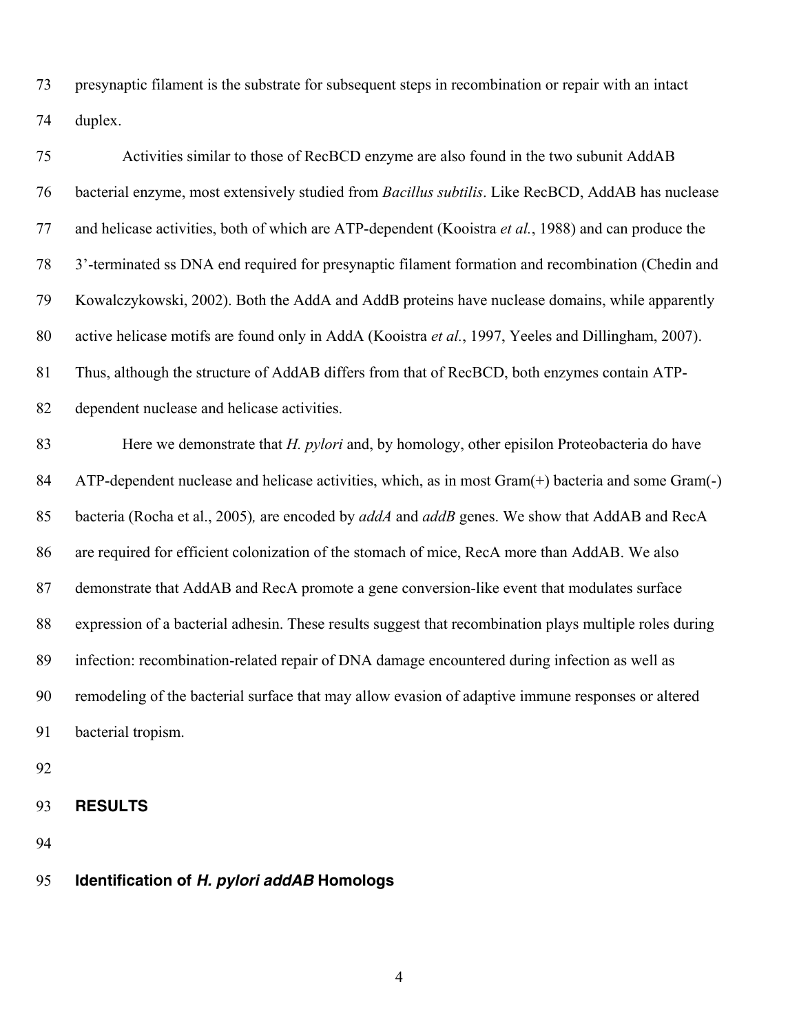presynaptic filament is the substrate for subsequent steps in recombination or repair with an intact duplex.

Activities similar to those of RecBCD enzyme are also found in the two subunit AddAB bacterial enzyme, most extensively studied from *Bacillus subtilis*. Like RecBCD, AddAB has nuclease and helicase activities, both of which are ATP-dependent (Kooistra *et al.*, 1988) and can produce the 3'-terminated ss DNA end required for presynaptic filament formation and recombination (Chedin and Kowalczykowski, 2002). Both the AddA and AddB proteins have nuclease domains, while apparently active helicase motifs are found only in AddA (Kooistra *et al.*, 1997, Yeeles and Dillingham, 2007). Thus, although the structure of AddAB differs from that of RecBCD, both enzymes contain ATP-dependent nuclease and helicase activities.

Here we demonstrate that *H. pylori* and, by homology, other episilon Proteobacteria do have ATP-dependent nuclease and helicase activities, which, as in most Gram(+) bacteria and some Gram(-) bacteria (Rocha et al., 2005), are encoded by *addA* and *addB* genes. We show that AddAB and RecA are required for efficient colonization of the stomach of mice, RecA more than AddAB. We also demonstrate that AddAB and RecA promote a gene conversion-like event that modulates surface expression of a bacterial adhesin. These results suggest that recombination plays multiple roles during infection: recombination-related repair of DNA damage encountered during infection as well as remodeling of the bacterial surface that may allow evasion of adaptive immune responses or altered bacterial tropism.

## RESULTS

### Identification of *H. pylori addAB* Homologs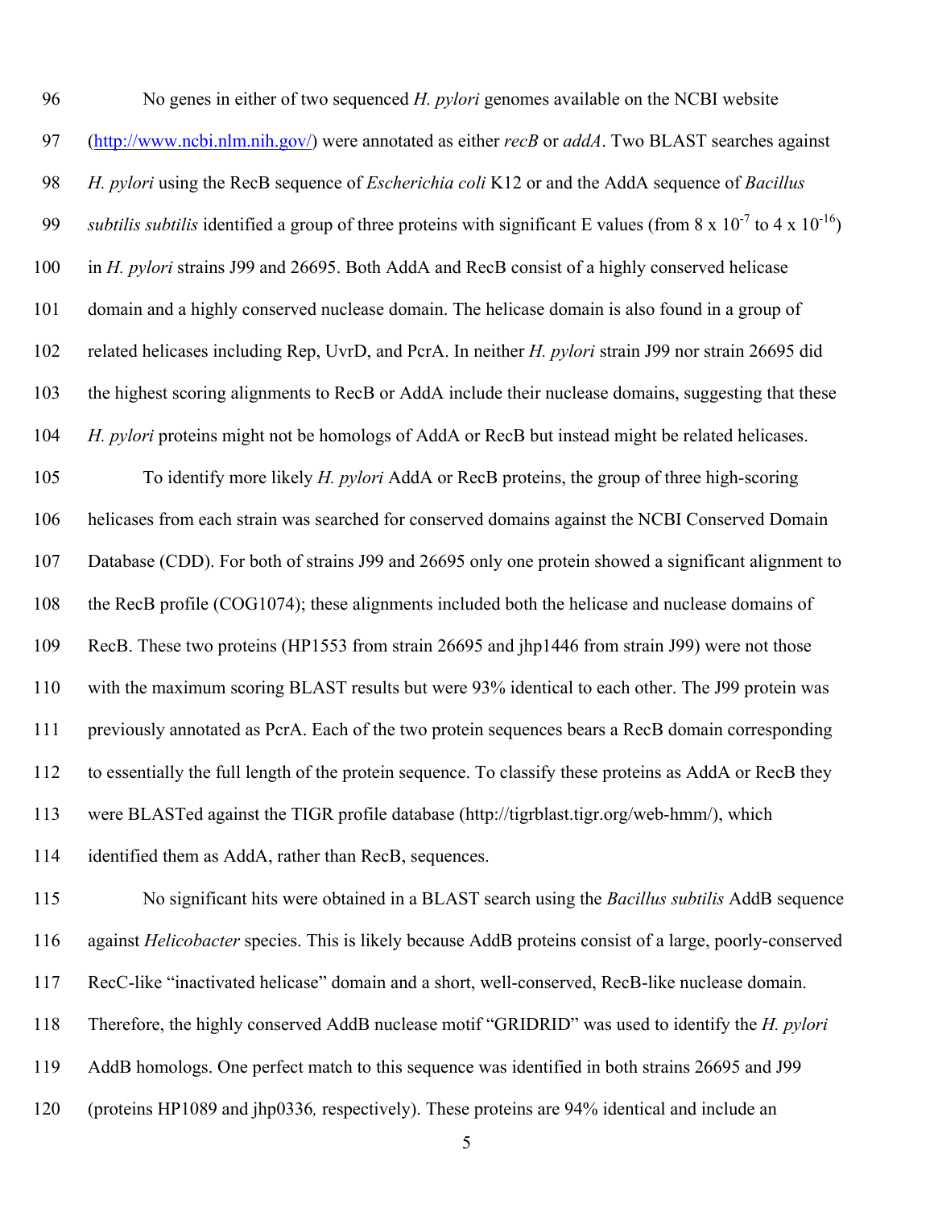No genes in either of two sequenced *H. pylori* genomes available on the NCBI website (http://www.ncbi.nlm.nih.gov/) were annotated as either *recB* or *addA*. Two BLAST searches against *H. pylori* using the RecB sequence of *Escherichia coli* K12 or and the AddA sequence of *Bacillus subtilis subtilis* identified a group of three proteins with significant E values (from 8 x $10^{-7}$ to 4 x $10^{-16}$) in *H. pylori* strains J99 and 26695. Both AddA and RecB consist of a highly conserved helicase domain and a highly conserved nuclease domain. The helicase domain is also found in a group of related helicases including Rep, UvrD, and PcrA. In neither *H. pylori* strain J99 nor strain 26695 did the highest scoring alignments to RecB or AddA include their nuclease domains, suggesting that these *H. pylori* proteins might not be homologs of AddA or RecB but instead might be related helicases.

To identify more likely *H. pylori* AddA or RecB proteins, the group of three high-scoring helicases from each strain was searched for conserved domains against the NCBI Conserved Domain Database (CDD). For both of strains J99 and 26695 only one protein showed a significant alignment to the RecB profile (COG1074); these alignments included both the helicase and nuclease domains of RecB. These two proteins (HP1553 from strain 26695 and jhp1446 from strain J99) were not those with the maximum scoring BLAST results but were 93% identical to each other. The J99 protein was previously annotated as PcrA. Each of the two protein sequences bears a RecB domain corresponding to essentially the full length of the protein sequence. To classify these proteins as AddA or RecB they were BLASTed against the TIGR profile database (http://tigrblast.tigr.org/web-hmm/), which identified them as AddA, rather than RecB, sequences.

No significant hits were obtained in a BLAST search using the *Bacillus subtilis* AddB sequence against *Helicobacter* species. This is likely because AddB proteins consist of a large, poorly-conserved RecC-like "inactivated helicase" domain and a short, well-conserved, RecB-like nuclease domain. Therefore, the highly conserved AddB nuclease motif "GRIDRID" was used to identify the *H. pylori* AddB homologs. One perfect match to this sequence was identified in both strains 26695 and J99 (proteins HP1089 and jhp0336*,* respectively). These proteins are 94% identical and include an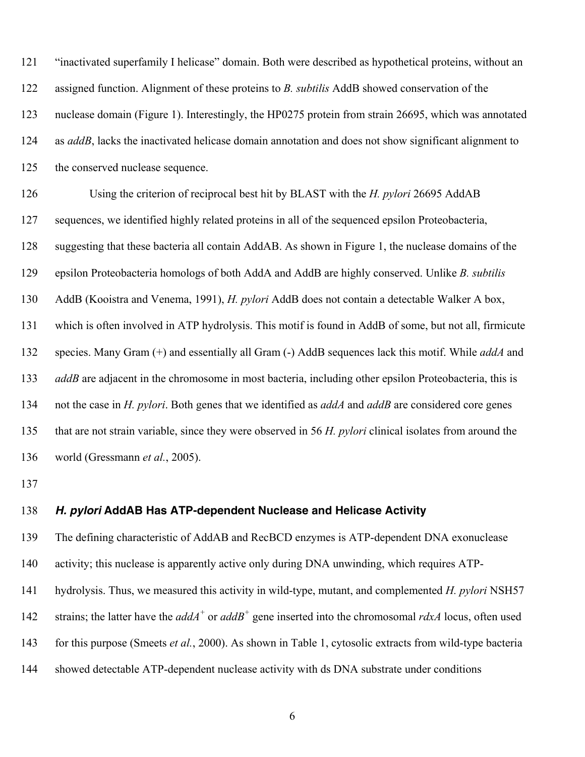"inactivated superfamily I helicase" domain. Both were described as hypothetical proteins, without an assigned function. Alignment of these proteins to *B. subtilis* AddB showed conservation of the nuclease domain (Figure 1). Interestingly, the HP0275 protein from strain 26695, which was annotated as *addB*, lacks the inactivated helicase domain annotation and does not show significant alignment to the conserved nuclease sequence.

Using the criterion of reciprocal best hit by BLAST with the *H. pylori* 26695 AddAB sequences, we identified highly related proteins in all of the sequenced epsilon Proteobacteria, suggesting that these bacteria all contain AddAB. As shown in Figure 1, the nuclease domains of the epsilon Proteobacteria homologs of both AddA and AddB are highly conserved. Unlike *B. subtilis* AddB (Kooistra and Venema, 1991), *H. pylori* AddB does not contain a detectable Walker A box, which is often involved in ATP hydrolysis. This motif is found in AddB of some, but not all, firmicute species. Many Gram (+) and essentially all Gram (-) AddB sequences lack this motif. While *addA* and *addB* are adjacent in the chromosome in most bacteria, including other epsilon Proteobacteria, this is not the case in *H. pylori*. Both genes that we identified as *addA* and *addB* are considered core genes that are not strain variable, since they were observed in 56 *H. pylori* clinical isolates from around the world (Gressmann *et al.*, 2005).

### *H. pylori* AddAB Has ATP-dependent Nuclease and Helicase Activity

The defining characteristic of AddAB and RecBCD enzymes is ATP-dependent DNA exonuclease activity; this nuclease is apparently active only during DNA unwinding, which requires ATP-hydrolysis. Thus, we measured this activity in wild-type, mutant, and complemented *H. pylori* NSH57 strains; the latter have the *addA*$^{+}$ or *addB*$^{+}$ gene inserted into the chromosomal *rdxA* locus, often used for this purpose (Smeets *et al.*, 2000). As shown in Table 1, cytosolic extracts from wild-type bacteria showed detectable ATP-dependent nuclease activity with ds DNA substrate under conditions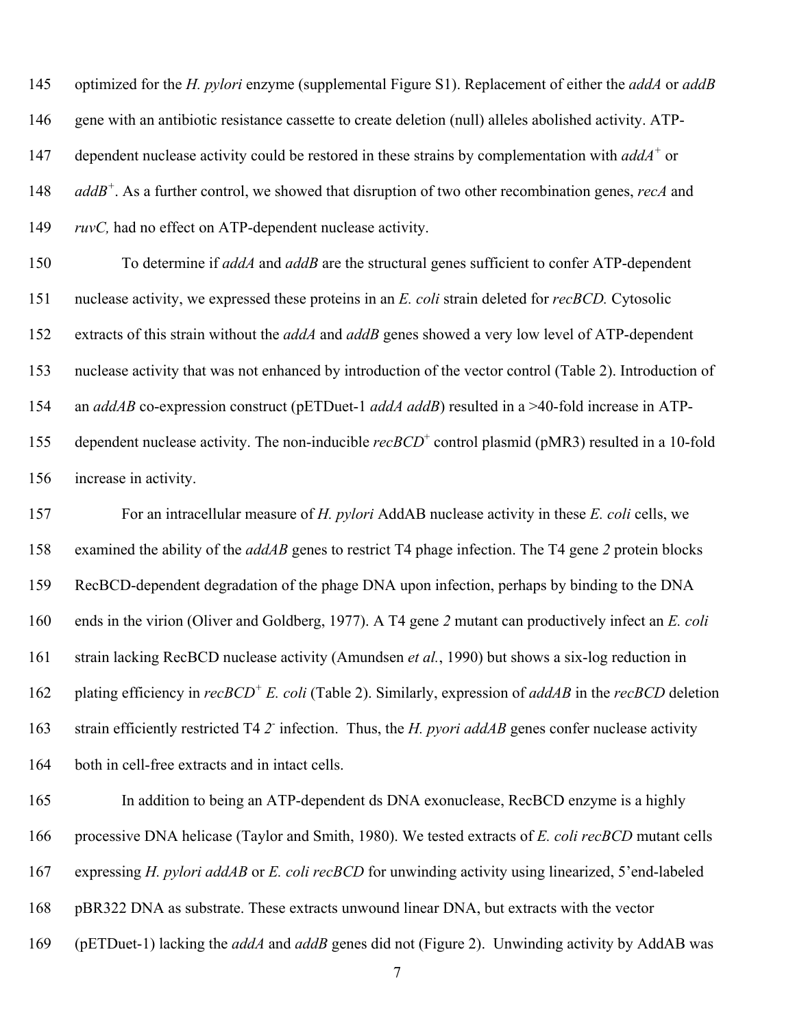optimized for the *H. pylori* enzyme (supplemental Figure S1). Replacement of either the *addA* or *addB* gene with an antibiotic resistance cassette to create deletion (null) alleles abolished activity. ATP-dependent nuclease activity could be restored in these strains by complementation with *addA*$^+$ or *addB*$^+$. As a further control, we showed that disruption of two other recombination genes, *recA* and *ruvC,* had no effect on ATP-dependent nuclease activity.

To determine if *addA* and *addB* are the structural genes sufficient to confer ATP-dependent nuclease activity, we expressed these proteins in an *E. coli* strain deleted for *recBCD.* Cytosolic extracts of this strain without the *addA* and *addB* genes showed a very low level of ATP-dependent nuclease activity that was not enhanced by introduction of the vector control (Table 2). Introduction of an *addAB* co-expression construct (pETDuet-1 *addA addB*) resulted in a >40-fold increase in ATP-dependent nuclease activity. The non-inducible *recBCD*$^+$ control plasmid (pMR3) resulted in a 10-fold increase in activity.

For an intracellular measure of *H. pylori* AddAB nuclease activity in these *E. coli* cells, we examined the ability of the *addAB* genes to restrict T4 phage infection. The T4 gene *2* protein blocks RecBCD-dependent degradation of the phage DNA upon infection, perhaps by binding to the DNA ends in the virion (Oliver and Goldberg, 1977). A T4 gene *2* mutant can productively infect an *E. coli* strain lacking RecBCD nuclease activity (Amundsen *et al.*, 1990) but shows a six-log reduction in plating efficiency in *recBCD*$^+$ *E. coli* (Table 2). Similarly, expression of *addAB* in the *recBCD* deletion strain efficiently restricted T4 *2*$^-$ infection. Thus, the *H. pyori addAB* genes confer nuclease activity both in cell-free extracts and in intact cells.

In addition to being an ATP-dependent ds DNA exonuclease, RecBCD enzyme is a highly processive DNA helicase (Taylor and Smith, 1980). We tested extracts of *E. coli recBCD* mutant cells expressing *H. pylori addAB* or *E. coli recBCD* for unwinding activity using linearized, 5'end-labeled pBR322 DNA as substrate. These extracts unwound linear DNA, but extracts with the vector (pETDuet-1) lacking the *addA* and *addB* genes did not (Figure 2). Unwinding activity by AddAB was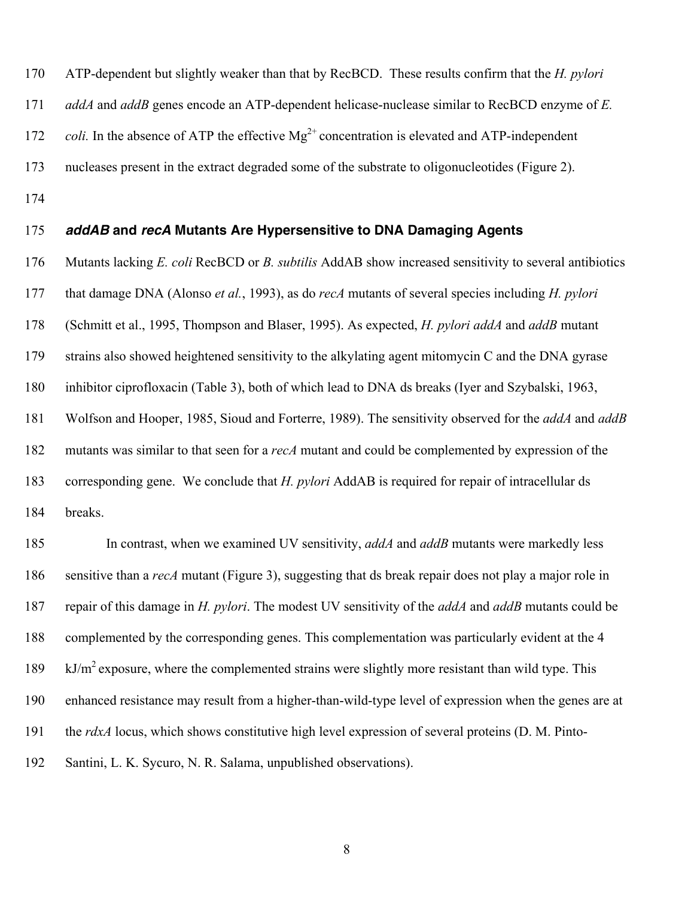ATP-dependent but slightly weaker than that by RecBCD. These results confirm that the *H. pylori* *addA* and *addB* genes encode an ATP-dependent helicase-nuclease similar to RecBCD enzyme of *E. coli.* In the absence of ATP the effective $Mg^{2+}$ concentration is elevated and ATP-independent nucleases present in the extract degraded some of the substrate to oligonucleotides (Figure 2).

### ***addAB* and *recA* Mutants Are Hypersensitive to DNA Damaging Agents**

Mutants lacking *E. coli* RecBCD or *B. subtilis* AddAB show increased sensitivity to several antibiotics that damage DNA (Alonso *et al.*, 1993), as do *recA* mutants of several species including *H. pylori* (Schmitt et al., 1995, Thompson and Blaser, 1995). As expected, *H. pylori addA* and *addB* mutant strains also showed heightened sensitivity to the alkylating agent mitomycin C and the DNA gyrase inhibitor ciprofloxacin (Table 3), both of which lead to DNA ds breaks (Iyer and Szybalski, 1963, Wolfson and Hooper, 1985, Sioud and Forterre, 1989). The sensitivity observed for the *addA* and *addB* mutants was similar to that seen for a *recA* mutant and could be complemented by expression of the corresponding gene. We conclude that *H. pylori* AddAB is required for repair of intracellular ds breaks.

In contrast, when we examined UV sensitivity, *addA* and *addB* mutants were markedly less sensitive than a *recA* mutant (Figure 3), suggesting that ds break repair does not play a major role in repair of this damage in *H. pylori*. The modest UV sensitivity of the *addA* and *addB* mutants could be complemented by the corresponding genes. This complementation was particularly evident at the 4 $kJ/m^2$ exposure, where the complemented strains were slightly more resistant than wild type. This enhanced resistance may result from a higher-than-wild-type level of expression when the genes are at the *rdxA* locus, which shows constitutive high level expression of several proteins (D. M. Pinto-Santini, L. K. Sycuro, N. R. Salama, unpublished observations).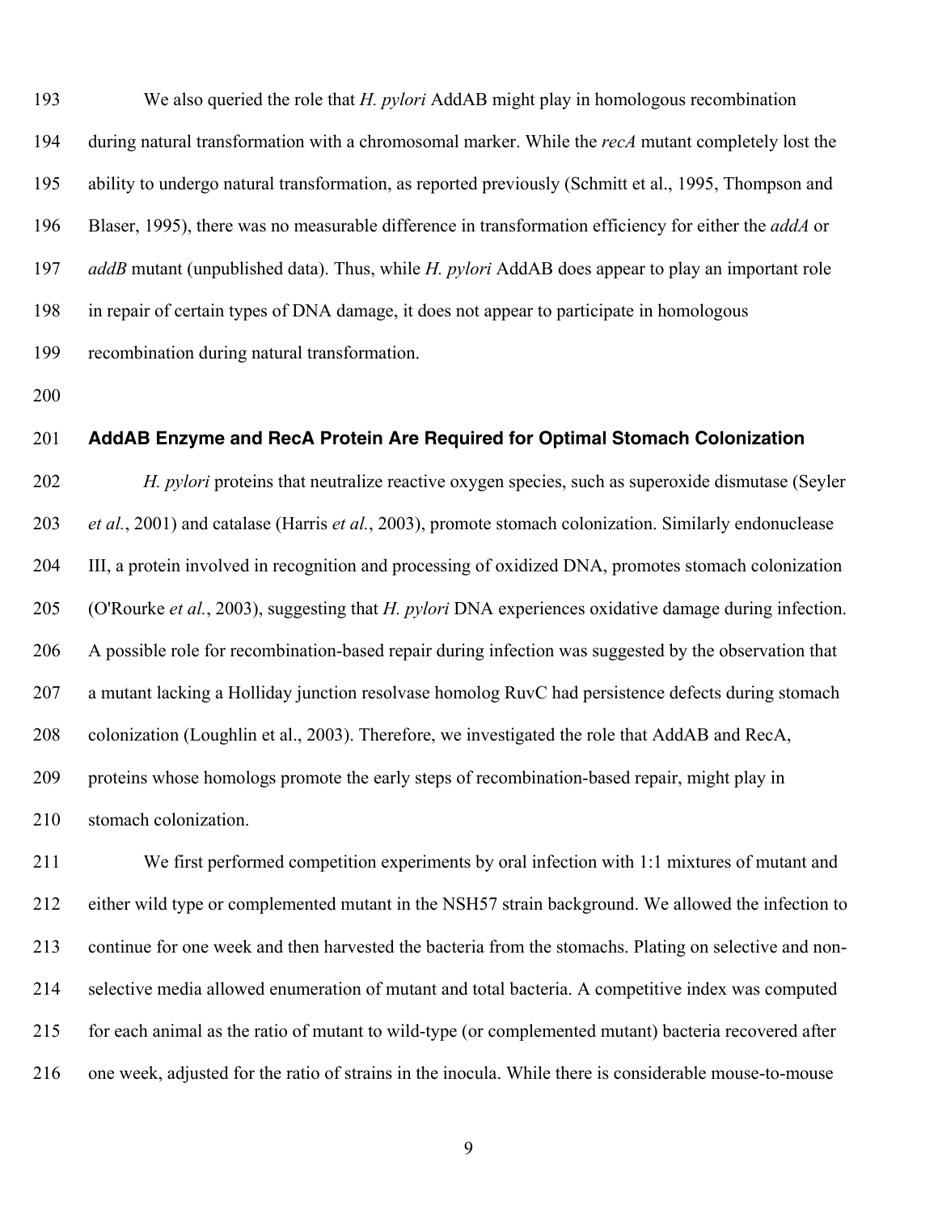We also queried the role that *H. pylori* AddAB might play in homologous recombination during natural transformation with a chromosomal marker. While the *recA* mutant completely lost the ability to undergo natural transformation, as reported previously (Schmitt et al., 1995, Thompson and Blaser, 1995), there was no measurable difference in transformation efficiency for either the *addA* or *addB* mutant (unpublished data). Thus, while *H. pylori* AddAB does appear to play an important role in repair of certain types of DNA damage, it does not appear to participate in homologous recombination during natural transformation.

## AddAB Enzyme and RecA Protein Are Required for Optimal Stomach Colonization

*H. pylori* proteins that neutralize reactive oxygen species, such as superoxide dismutase (Seyler *et al.*, 2001) and catalase (Harris *et al.*, 2003), promote stomach colonization. Similarly endonuclease III, a protein involved in recognition and processing of oxidized DNA, promotes stomach colonization (O'Rourke *et al.*, 2003), suggesting that *H. pylori* DNA experiences oxidative damage during infection. A possible role for recombination-based repair during infection was suggested by the observation that a mutant lacking a Holliday junction resolvase homolog RuvC had persistence defects during stomach colonization (Loughlin et al., 2003). Therefore, we investigated the role that AddAB and RecA, proteins whose homologs promote the early steps of recombination-based repair, might play in stomach colonization.

We first performed competition experiments by oral infection with 1:1 mixtures of mutant and either wild type or complemented mutant in the NSH57 strain background. We allowed the infection to continue for one week and then harvested the bacteria from the stomachs. Plating on selective and non-selective media allowed enumeration of mutant and total bacteria. A competitive index was computed for each animal as the ratio of mutant to wild-type (or complemented mutant) bacteria recovered after one week, adjusted for the ratio of strains in the inocula. While there is considerable mouse-to-mouse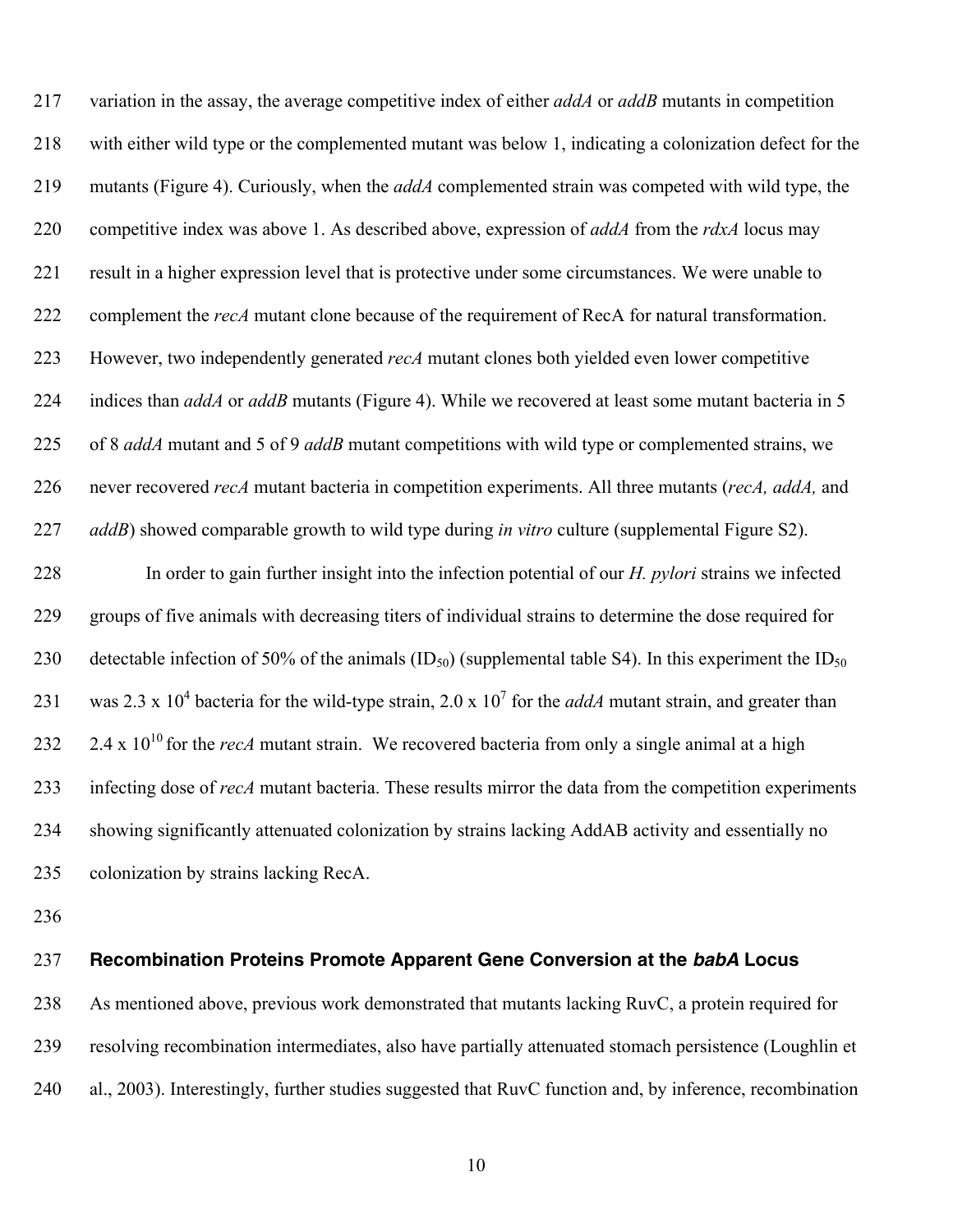variation in the assay, the average competitive index of either *addA* or *addB* mutants in competition with either wild type or the complemented mutant was below 1, indicating a colonization defect for the mutants (Figure 4). Curiously, when the *addA* complemented strain was competed with wild type, the competitive index was above 1. As described above, expression of *addA* from the *rdxA* locus may result in a higher expression level that is protective under some circumstances. We were unable to complement the *recA* mutant clone because of the requirement of RecA for natural transformation. However, two independently generated *recA* mutant clones both yielded even lower competitive indices than *addA* or *addB* mutants (Figure 4). While we recovered at least some mutant bacteria in 5 of 8 *addA* mutant and 5 of 9 *addB* mutant competitions with wild type or complemented strains, we never recovered *recA* mutant bacteria in competition experiments. All three mutants (*recA, addA,* and *addB*) showed comparable growth to wild type during *in vitro* culture (supplemental Figure S2).

In order to gain further insight into the infection potential of our *H. pylori* strains we infected groups of five animals with decreasing titers of individual strains to determine the dose required for detectable infection of 50% of the animals ($ID_{50}$) (supplemental table S4). In this experiment the $ID_{50}$ was $2.3 \times 10^4$ bacteria for the wild-type strain, $2.0 \times 10^7$ for the *addA* mutant strain, and greater than $2.4 \times 10^{10}$ for the *recA* mutant strain. We recovered bacteria from only a single animal at a high infecting dose of *recA* mutant bacteria. These results mirror the data from the competition experiments showing significantly attenuated colonization by strains lacking AddAB activity and essentially no colonization by strains lacking RecA.

## Recombination Proteins Promote Apparent Gene Conversion at the *babA* Locus

As mentioned above, previous work demonstrated that mutants lacking RuvC, a protein required for resolving recombination intermediates, also have partially attenuated stomach persistence (Loughlin et al., 2003). Interestingly, further studies suggested that RuvC function and, by inference, recombination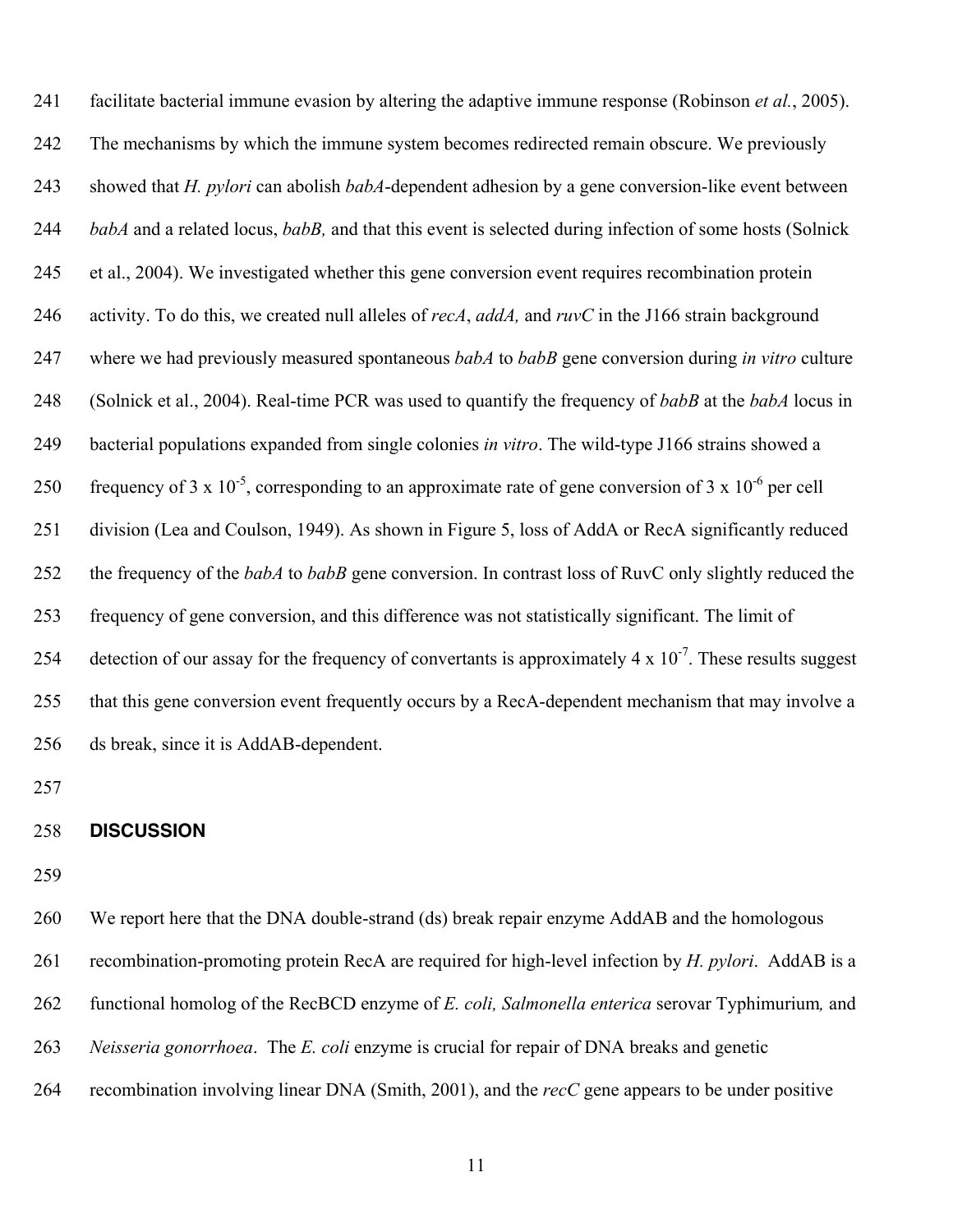facilitate bacterial immune evasion by altering the adaptive immune response (Robinson *et al.*, 2005). The mechanisms by which the immune system becomes redirected remain obscure. We previously showed that *H. pylori* can abolish *babA*-dependent adhesion by a gene conversion-like event between *babA* and a related locus, *babB,* and that this event is selected during infection of some hosts (Solnick et al., 2004). We investigated whether this gene conversion event requires recombination protein activity. To do this, we created null alleles of *recA*, *addA,* and *ruvC* in the J166 strain background where we had previously measured spontaneous *babA* to *babB* gene conversion during *in vitro* culture (Solnick et al., 2004). Real-time PCR was used to quantify the frequency of *babB* at the *babA* locus in bacterial populations expanded from single colonies *in vitro*. The wild-type J166 strains showed a frequency of $3 \times 10^{-5}$, corresponding to an approximate rate of gene conversion of $3 \times 10^{-6}$ per cell division (Lea and Coulson, 1949). As shown in Figure 5, loss of AddA or RecA significantly reduced the frequency of the *babA* to *babB* gene conversion. In contrast loss of RuvC only slightly reduced the frequency of gene conversion, and this difference was not statistically significant. The limit of detection of our assay for the frequency of convertants is approximately $4 \times 10^{-7}$. These results suggest that this gene conversion event frequently occurs by a RecA-dependent mechanism that may involve a ds break, since it is AddAB-dependent.

## DISCUSSION

We report here that the DNA double-strand (ds) break repair enzyme AddAB and the homologous recombination-promoting protein RecA are required for high-level infection by *H. pylori*. AddAB is a functional homolog of the RecBCD enzyme of *E. coli, Salmonella enterica* serovar Typhimurium*,* and *Neisseria gonorrhoea*. The *E. coli* enzyme is crucial for repair of DNA breaks and genetic recombination involving linear DNA (Smith, 2001), and the *recC* gene appears to be under positive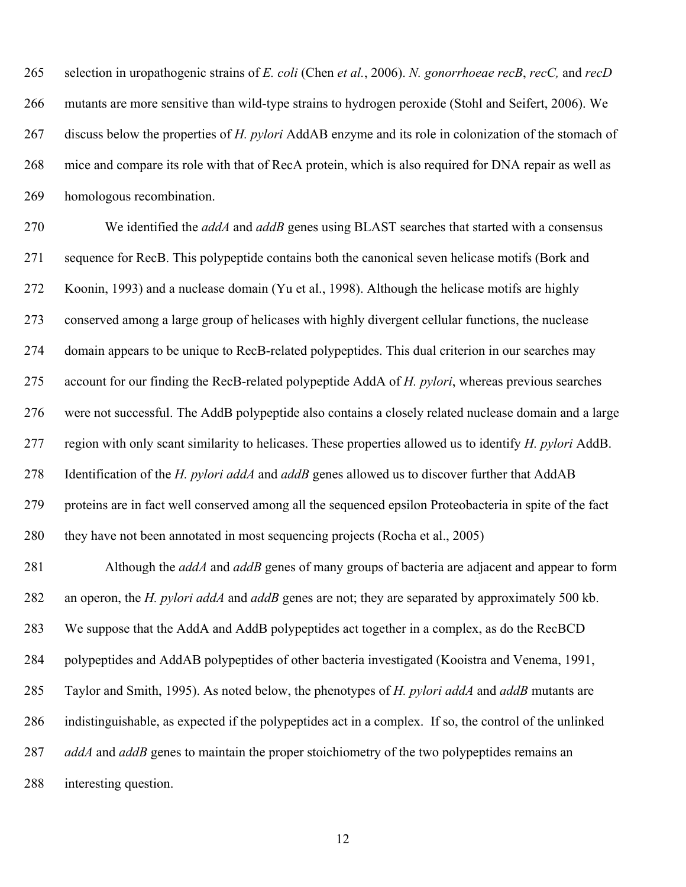selection in uropathogenic strains of *E. coli* (Chen *et al.*, 2006). *N. gonorrhoeae recB*, *recC,* and *recD* mutants are more sensitive than wild-type strains to hydrogen peroxide (Stohl and Seifert, 2006). We discuss below the properties of *H. pylori* AddAB enzyme and its role in colonization of the stomach of mice and compare its role with that of RecA protein, which is also required for DNA repair as well as homologous recombination.

We identified the *addA* and *addB* genes using BLAST searches that started with a consensus sequence for RecB. This polypeptide contains both the canonical seven helicase motifs (Bork and Koonin, 1993) and a nuclease domain (Yu et al., 1998). Although the helicase motifs are highly conserved among a large group of helicases with highly divergent cellular functions, the nuclease domain appears to be unique to RecB-related polypeptides. This dual criterion in our searches may account for our finding the RecB-related polypeptide AddA of *H. pylori*, whereas previous searches were not successful. The AddB polypeptide also contains a closely related nuclease domain and a large region with only scant similarity to helicases. These properties allowed us to identify *H. pylori* AddB. Identification of the *H. pylori addA* and *addB* genes allowed us to discover further that AddAB proteins are in fact well conserved among all the sequenced epsilon Proteobacteria in spite of the fact they have not been annotated in most sequencing projects (Rocha et al., 2005)

Although the *addA* and *addB* genes of many groups of bacteria are adjacent and appear to form an operon, the *H. pylori addA* and *addB* genes are not; they are separated by approximately 500 kb. We suppose that the AddA and AddB polypeptides act together in a complex, as do the RecBCD polypeptides and AddAB polypeptides of other bacteria investigated (Kooistra and Venema, 1991, Taylor and Smith, 1995). As noted below, the phenotypes of *H. pylori addA* and *addB* mutants are indistinguishable, as expected if the polypeptides act in a complex. If so, the control of the unlinked *addA* and *addB* genes to maintain the proper stoichiometry of the two polypeptides remains an interesting question.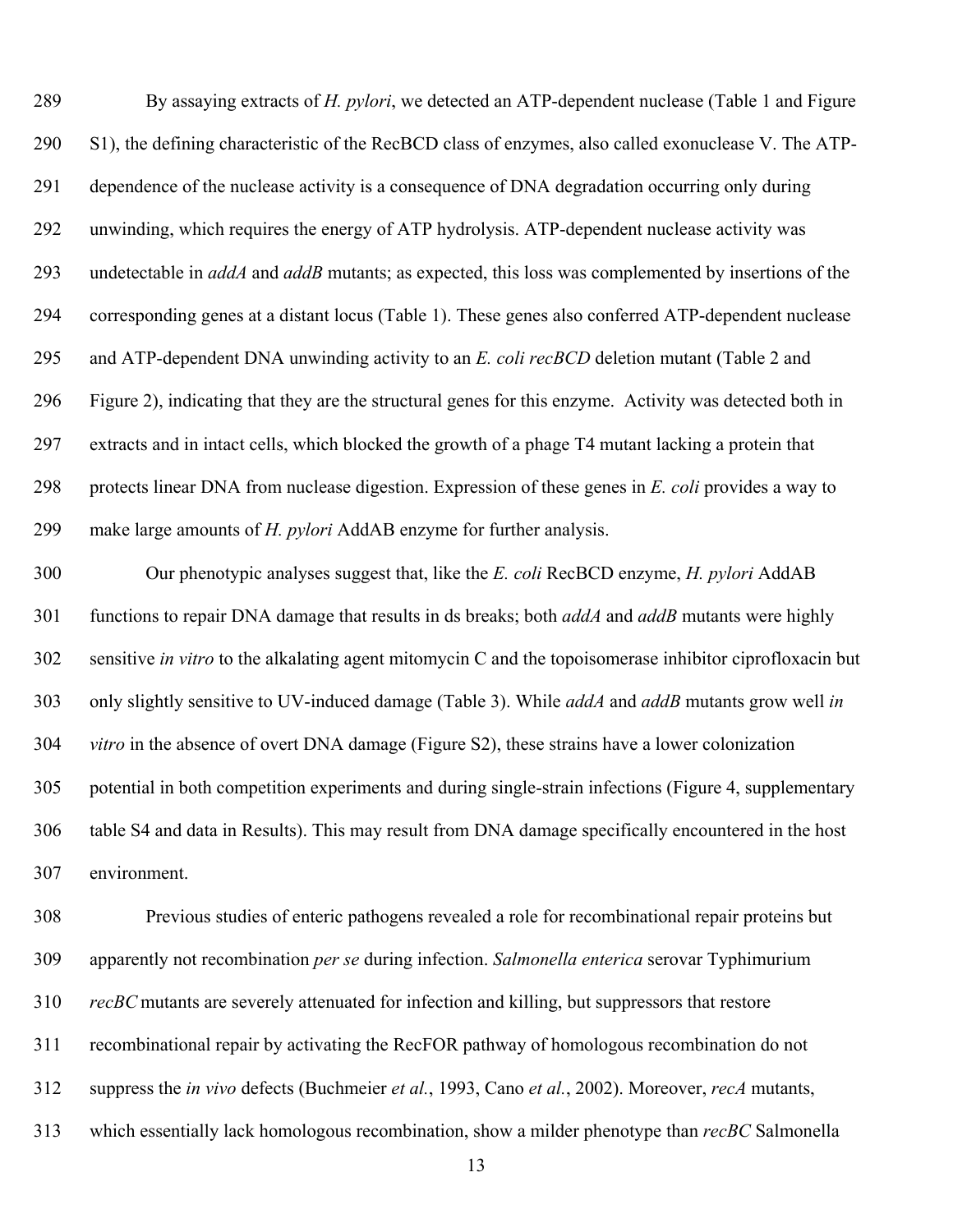By assaying extracts of *H. pylori*, we detected an ATP-dependent nuclease (Table 1 and Figure S1), the defining characteristic of the RecBCD class of enzymes, also called exonuclease V. The ATP-dependence of the nuclease activity is a consequence of DNA degradation occurring only during unwinding, which requires the energy of ATP hydrolysis. ATP-dependent nuclease activity was undetectable in *addA* and *addB* mutants; as expected, this loss was complemented by insertions of the corresponding genes at a distant locus (Table 1). These genes also conferred ATP-dependent nuclease and ATP-dependent DNA unwinding activity to an *E. coli recBCD* deletion mutant (Table 2 and Figure 2), indicating that they are the structural genes for this enzyme. Activity was detected both in extracts and in intact cells, which blocked the growth of a phage T4 mutant lacking a protein that protects linear DNA from nuclease digestion. Expression of these genes in *E. coli* provides a way to make large amounts of *H. pylori* AddAB enzyme for further analysis.

Our phenotypic analyses suggest that, like the *E. coli* RecBCD enzyme, *H. pylori* AddAB functions to repair DNA damage that results in ds breaks; both *addA* and *addB* mutants were highly sensitive *in vitro* to the alkalating agent mitomycin C and the topoisomerase inhibitor ciprofloxacin but only slightly sensitive to UV-induced damage (Table 3). While *addA* and *addB* mutants grow well *in vitro* in the absence of overt DNA damage (Figure S2), these strains have a lower colonization potential in both competition experiments and during single-strain infections (Figure 4, supplementary table S4 and data in Results). This may result from DNA damage specifically encountered in the host environment.

Previous studies of enteric pathogens revealed a role for recombinational repair proteins but apparently not recombination *per se* during infection. *Salmonella enterica* serovar Typhimurium *recBC* mutants are severely attenuated for infection and killing, but suppressors that restore recombinational repair by activating the RecFOR pathway of homologous recombination do not suppress the *in vivo* defects (Buchmeier *et al.*, 1993, Cano *et al.*, 2002). Moreover, *recA* mutants, which essentially lack homologous recombination, show a milder phenotype than *recBC* Salmonella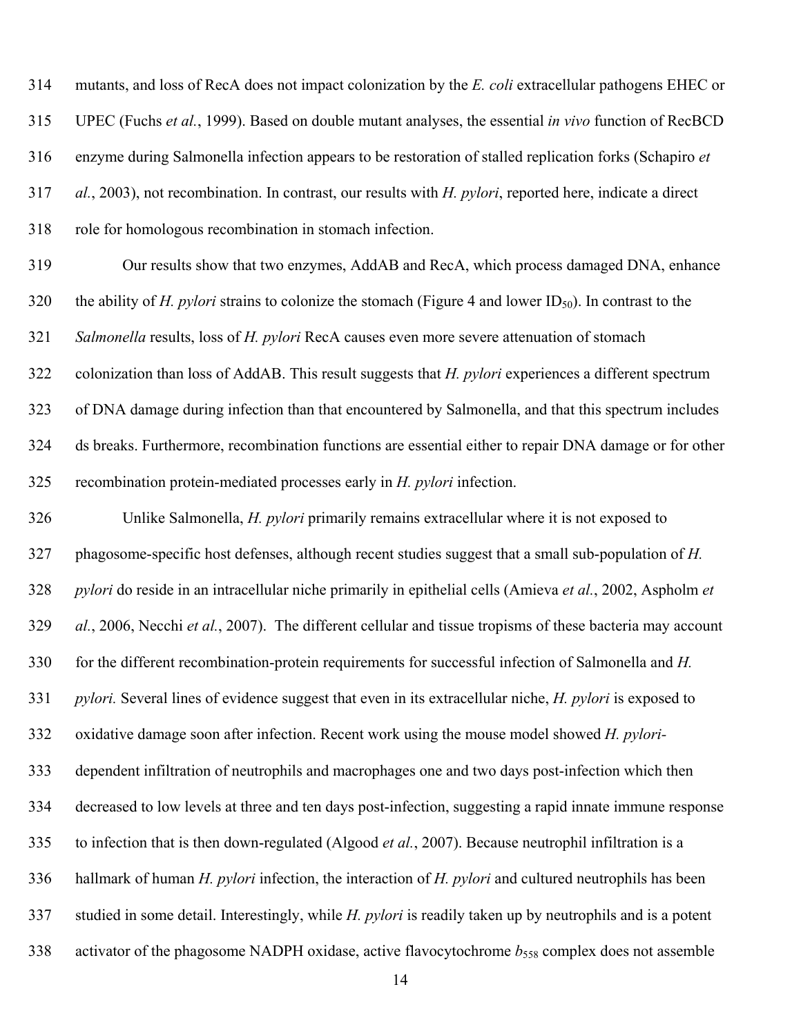mutants, and loss of RecA does not impact colonization by the *E. coli* extracellular pathogens EHEC or UPEC (Fuchs *et al.*, 1999). Based on double mutant analyses, the essential *in vivo* function of RecBCD enzyme during Salmonella infection appears to be restoration of stalled replication forks (Schapiro *et al.*, 2003), not recombination. In contrast, our results with *H. pylori*, reported here, indicate a direct role for homologous recombination in stomach infection.

Our results show that two enzymes, AddAB and RecA, which process damaged DNA, enhance the ability of *H. pylori* strains to colonize the stomach (Figure 4 and lower $ID_{50}$). In contrast to the *Salmonella* results, loss of *H. pylori* RecA causes even more severe attenuation of stomach colonization than loss of AddAB. This result suggests that *H. pylori* experiences a different spectrum of DNA damage during infection than that encountered by Salmonella, and that this spectrum includes ds breaks. Furthermore, recombination functions are essential either to repair DNA damage or for other recombination protein-mediated processes early in *H. pylori* infection.

Unlike Salmonella, *H. pylori* primarily remains extracellular where it is not exposed to phagosome-specific host defenses, although recent studies suggest that a small sub-population of *H. pylori* do reside in an intracellular niche primarily in epithelial cells (Amieva *et al.*, 2002, Aspholm *et al.*, 2006, Necchi *et al.*, 2007). The different cellular and tissue tropisms of these bacteria may account for the different recombination-protein requirements for successful infection of Salmonella and *H. pylori.* Several lines of evidence suggest that even in its extracellular niche, *H. pylori* is exposed to oxidative damage soon after infection. Recent work using the mouse model showed *H. pylori*-dependent infiltration of neutrophils and macrophages one and two days post-infection which then decreased to low levels at three and ten days post-infection, suggesting a rapid innate immune response to infection that is then down-regulated (Algood *et al.*, 2007). Because neutrophil infiltration is a hallmark of human *H. pylori* infection, the interaction of *H. pylori* and cultured neutrophils has been studied in some detail. Interestingly, while *H. pylori* is readily taken up by neutrophils and is a potent activator of the phagosome NADPH oxidase, active flavocytochrome $b_{558}$ complex does not assemble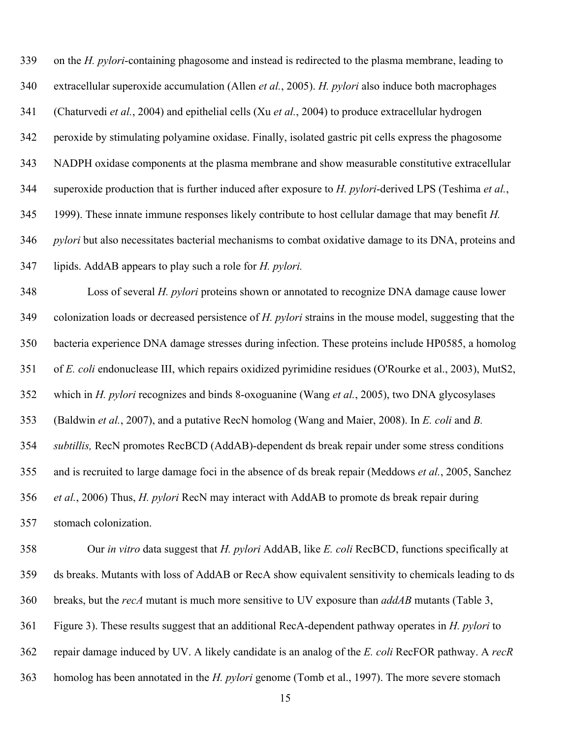on the *H. pylori*-containing phagosome and instead is redirected to the plasma membrane, leading to extracellular superoxide accumulation (Allen *et al.*, 2005). *H. pylori* also induce both macrophages (Chaturvedi *et al.*, 2004) and epithelial cells (Xu *et al.*, 2004) to produce extracellular hydrogen peroxide by stimulating polyamine oxidase. Finally, isolated gastric pit cells express the phagosome NADPH oxidase components at the plasma membrane and show measurable constitutive extracellular superoxide production that is further induced after exposure to *H. pylori*-derived LPS (Teshima *et al.*, 1999). These innate immune responses likely contribute to host cellular damage that may benefit *H. pylori* but also necessitates bacterial mechanisms to combat oxidative damage to its DNA, proteins and lipids. AddAB appears to play such a role for *H. pylori.*

Loss of several *H. pylori* proteins shown or annotated to recognize DNA damage cause lower colonization loads or decreased persistence of *H. pylori* strains in the mouse model, suggesting that the bacteria experience DNA damage stresses during infection. These proteins include HP0585, a homolog of *E. coli* endonuclease III, which repairs oxidized pyrimidine residues (O'Rourke et al., 2003), MutS2, which in *H. pylori* recognizes and binds 8-oxoguanine (Wang *et al.*, 2005), two DNA glycosylases (Baldwin *et al.*, 2007), and a putative RecN homolog (Wang and Maier, 2008). In *E. coli* and *B. subtillis,* RecN promotes RecBCD (AddAB)-dependent ds break repair under some stress conditions and is recruited to large damage foci in the absence of ds break repair (Meddows *et al.*, 2005, Sanchez *et al.*, 2006) Thus, *H. pylori* RecN may interact with AddAB to promote ds break repair during stomach colonization.

Our *in vitro* data suggest that *H. pylori* AddAB, like *E. coli* RecBCD, functions specifically at ds breaks. Mutants with loss of AddAB or RecA show equivalent sensitivity to chemicals leading to ds breaks, but the *recA* mutant is much more sensitive to UV exposure than *addAB* mutants (Table 3, Figure 3). These results suggest that an additional RecA-dependent pathway operates in *H. pylori* to repair damage induced by UV. A likely candidate is an analog of the *E. coli* RecFOR pathway. A *recR* homolog has been annotated in the *H. pylori* genome (Tomb et al., 1997). The more severe stomach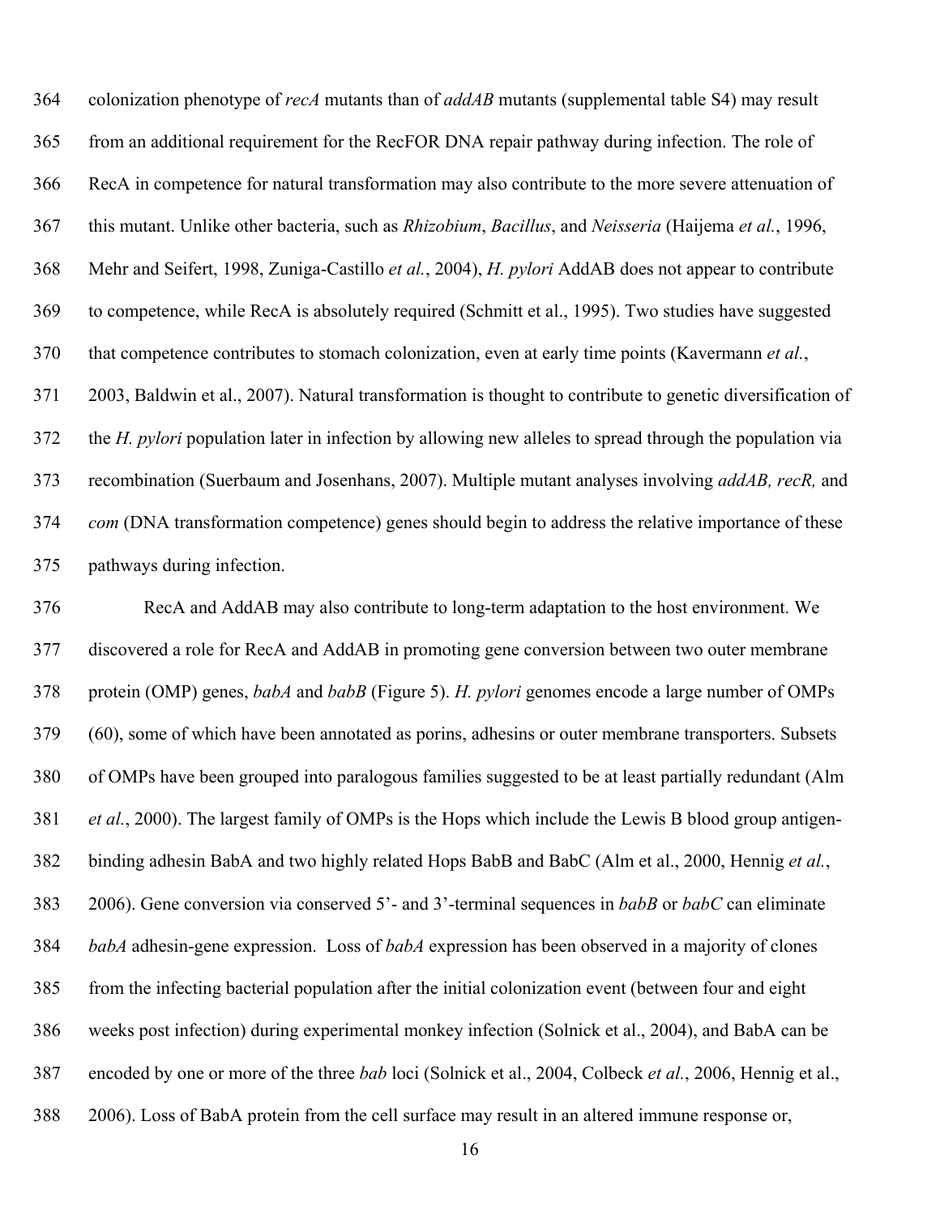colonization phenotype of *recA* mutants than of *addAB* mutants (supplemental table S4) may result from an additional requirement for the RecFOR DNA repair pathway during infection. The role of RecA in competence for natural transformation may also contribute to the more severe attenuation of this mutant. Unlike other bacteria, such as *Rhizobium*, *Bacillus*, and *Neisseria* (Haijema *et al.*, 1996, Mehr and Seifert, 1998, Zuniga-Castillo *et al.*, 2004), *H. pylori* AddAB does not appear to contribute to competence, while RecA is absolutely required (Schmitt et al., 1995). Two studies have suggested that competence contributes to stomach colonization, even at early time points (Kavermann *et al.*, 2003, Baldwin et al., 2007). Natural transformation is thought to contribute to genetic diversification of the *H. pylori* population later in infection by allowing new alleles to spread through the population via recombination (Suerbaum and Josenhans, 2007). Multiple mutant analyses involving *addAB, recR,* and *com* (DNA transformation competence) genes should begin to address the relative importance of these pathways during infection.

RecA and AddAB may also contribute to long-term adaptation to the host environment. We discovered a role for RecA and AddAB in promoting gene conversion between two outer membrane protein (OMP) genes, *babA* and *babB* (Figure 5). *H. pylori* genomes encode a large number of OMPs (60), some of which have been annotated as porins, adhesins or outer membrane transporters. Subsets of OMPs have been grouped into paralogous families suggested to be at least partially redundant (Alm *et al.*, 2000). The largest family of OMPs is the Hops which include the Lewis B blood group antigen-binding adhesin BabA and two highly related Hops BabB and BabC (Alm et al., 2000, Hennig *et al.*, 2006). Gene conversion via conserved 5'- and 3'-terminal sequences in *babB* or *babC* can eliminate *babA* adhesin-gene expression. Loss of *babA* expression has been observed in a majority of clones from the infecting bacterial population after the initial colonization event (between four and eight weeks post infection) during experimental monkey infection (Solnick et al., 2004), and BabA can be encoded by one or more of the three *bab* loci (Solnick et al., 2004, Colbeck *et al.*, 2006, Hennig et al., 2006). Loss of BabA protein from the cell surface may result in an altered immune response or,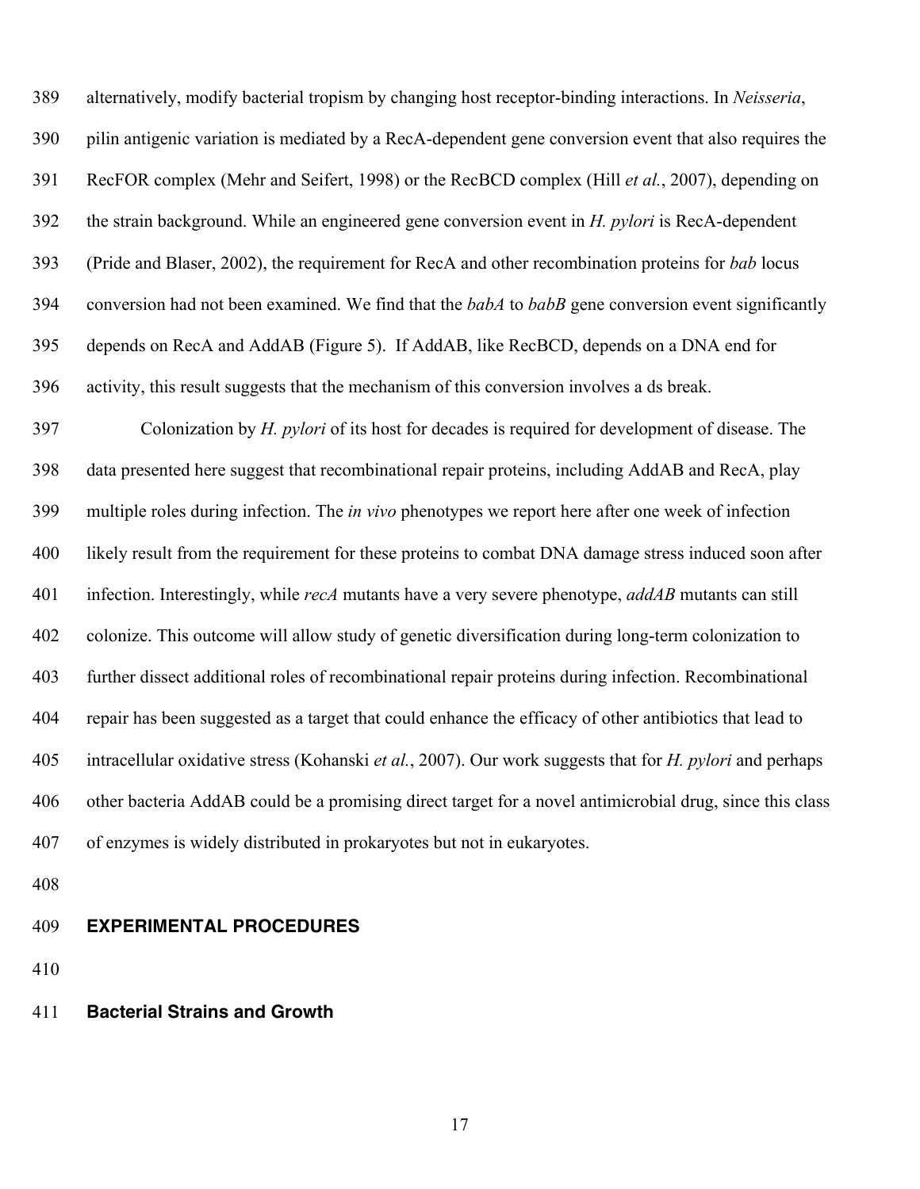alternatively, modify bacterial tropism by changing host receptor-binding interactions. In *Neisseria*, pilin antigenic variation is mediated by a RecA-dependent gene conversion event that also requires the RecFOR complex (Mehr and Seifert, 1998) or the RecBCD complex (Hill *et al.*, 2007), depending on the strain background. While an engineered gene conversion event in *H. pylori* is RecA-dependent (Pride and Blaser, 2002), the requirement for RecA and other recombination proteins for *bab* locus conversion had not been examined. We find that the *babA* to *babB* gene conversion event significantly depends on RecA and AddAB (Figure 5). If AddAB, like RecBCD, depends on a DNA end for activity, this result suggests that the mechanism of this conversion involves a ds break.

Colonization by *H. pylori* of its host for decades is required for development of disease. The data presented here suggest that recombinational repair proteins, including AddAB and RecA, play multiple roles during infection. The *in vivo* phenotypes we report here after one week of infection likely result from the requirement for these proteins to combat DNA damage stress induced soon after infection. Interestingly, while *recA* mutants have a very severe phenotype, *addAB* mutants can still colonize. This outcome will allow study of genetic diversification during long-term colonization to further dissect additional roles of recombinational repair proteins during infection. Recombinational repair has been suggested as a target that could enhance the efficacy of other antibiotics that lead to intracellular oxidative stress (Kohanski *et al.*, 2007). Our work suggests that for *H. pylori* and perhaps other bacteria AddAB could be a promising direct target for a novel antimicrobial drug, since this class of enzymes is widely distributed in prokaryotes but not in eukaryotes.

## EXPERIMENTAL PROCEDURES

### Bacterial Strains and Growth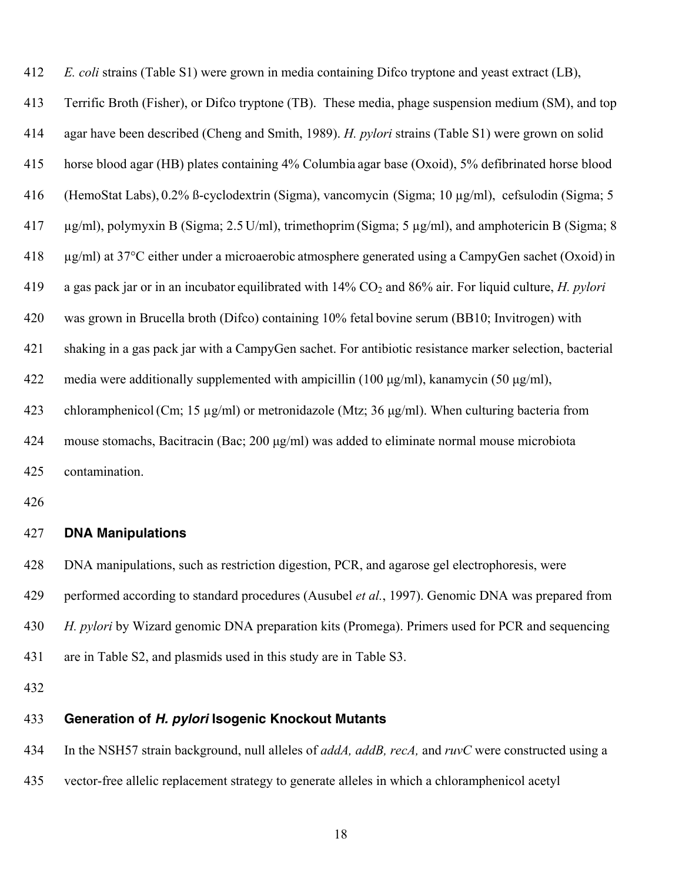*E. coli* strains (Table S1) were grown in media containing Difco tryptone and yeast extract (LB), Terrific Broth (Fisher), or Difco tryptone (TB). These media, phage suspension medium (SM), and top agar have been described (Cheng and Smith, 1989). *H. pylori* strains (Table S1) were grown on solid horse blood agar (HB) plates containing 4% Columbia agar base (Oxoid), 5% defibrinated horse blood (HemoStat Labs), 0.2% ß-cyclodextrin (Sigma), vancomycin (Sigma; 10 µg/ml), cefsulodin (Sigma; 5 µg/ml), polymyxin B (Sigma; 2.5 U/ml), trimethoprim (Sigma; 5 µg/ml), and amphotericin B (Sigma; 8 µg/ml) at 37°C either under a microaerobic atmosphere generated using a CampyGen sachet (Oxoid) in a gas pack jar or in an incubator equilibrated with 14% $CO_2$ and 86% air. For liquid culture, *H. pylori* was grown in Brucella broth (Difco) containing 10% fetal bovine serum (BB10; Invitrogen) with shaking in a gas pack jar with a CampyGen sachet. For antibiotic resistance marker selection, bacterial media were additionally supplemented with ampicillin (100 µg/ml), kanamycin (50 µg/ml), chloramphenicol (Cm; 15 µg/ml) or metronidazole (Mtz; 36 µg/ml). When culturing bacteria from mouse stomachs, Bacitracin (Bac; 200 µg/ml) was added to eliminate normal mouse microbiota contamination.

### DNA Manipulations

DNA manipulations, such as restriction digestion, PCR, and agarose gel electrophoresis, were performed according to standard procedures (Ausubel *et al.*, 1997). Genomic DNA was prepared from *H. pylori* by Wizard genomic DNA preparation kits (Promega). Primers used for PCR and sequencing are in Table S2, and plasmids used in this study are in Table S3.

### Generation of *H. pylori* Isogenic Knockout Mutants

In the NSH57 strain background, null alleles of *addA, addB, recA,* and *ruvC* were constructed using a vector-free allelic replacement strategy to generate alleles in which a chloramphenicol acetyl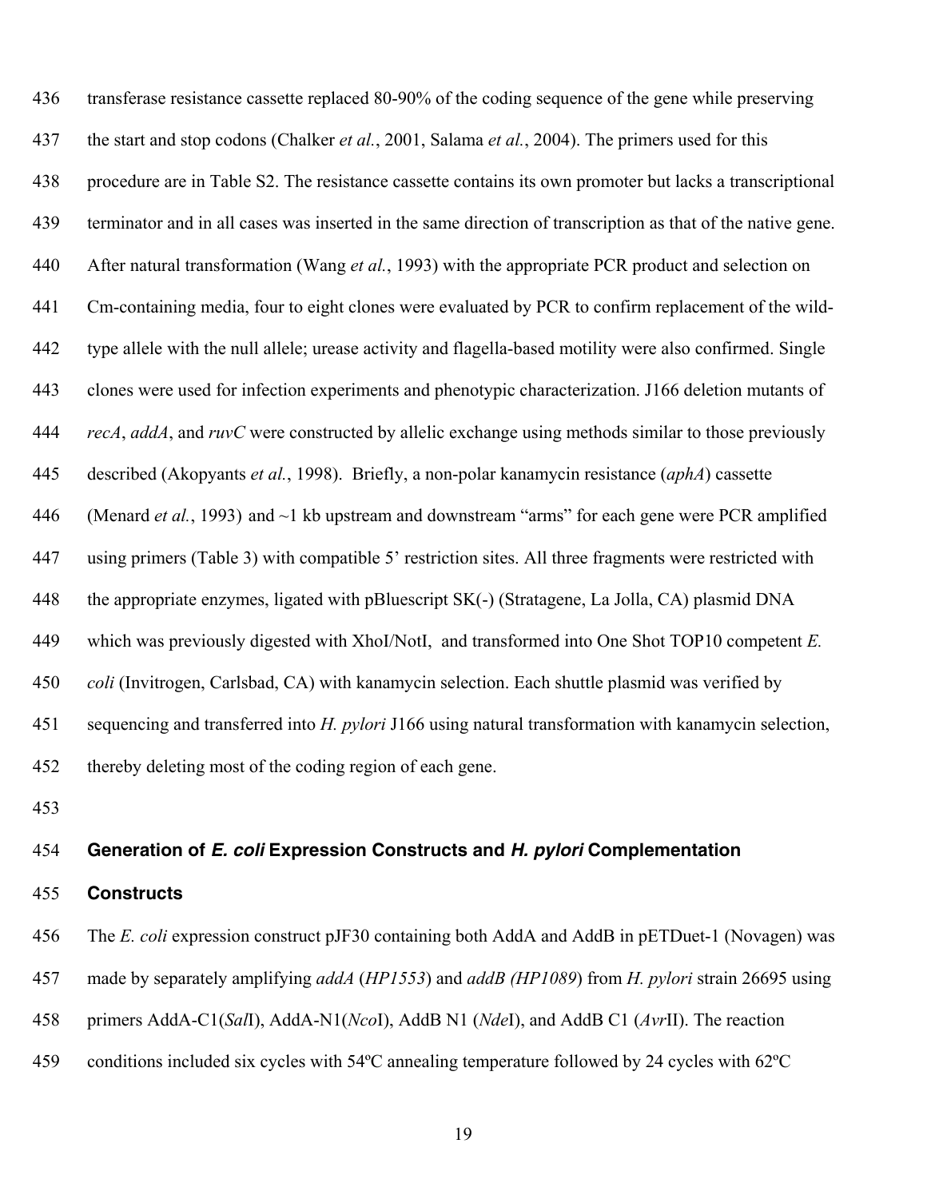transferase resistance cassette replaced 80-90% of the coding sequence of the gene while preserving the start and stop codons (Chalker *et al.*, 2001, Salama *et al.*, 2004). The primers used for this procedure are in Table S2. The resistance cassette contains its own promoter but lacks a transcriptional terminator and in all cases was inserted in the same direction of transcription as that of the native gene. After natural transformation (Wang *et al.*, 1993) with the appropriate PCR product and selection on Cm-containing media, four to eight clones were evaluated by PCR to confirm replacement of the wild-type allele with the null allele; urease activity and flagella-based motility were also confirmed. Single clones were used for infection experiments and phenotypic characterization. J166 deletion mutants of *recA*, *addA*, and *ruvC* were constructed by allelic exchange using methods similar to those previously described (Akopyants *et al.*, 1998). Briefly, a non-polar kanamycin resistance (*aphA*) cassette (Menard *et al.*, 1993) and ~1 kb upstream and downstream "arms" for each gene were PCR amplified using primers (Table 3) with compatible 5' restriction sites. All three fragments were restricted with the appropriate enzymes, ligated with pBluescript SK(-) (Stratagene, La Jolla, CA) plasmid DNA which was previously digested with XhoI/NotI, and transformed into One Shot TOP10 competent *E. coli* (Invitrogen, Carlsbad, CA) with kanamycin selection. Each shuttle plasmid was verified by sequencing and transferred into *H. pylori* J166 using natural transformation with kanamycin selection, thereby deleting most of the coding region of each gene.

## Generation of *E. coli* Expression Constructs and *H. pylori* Complementation Constructs

The *E. coli* expression construct pJF30 containing both AddA and AddB in pETDuet-1 (Novagen) was made by separately amplifying *addA* (*HP1553*) and *addB (HP1089*) from *H. pylori* strain 26695 using primers AddA-C1(*Sal*I), AddA-N1(*Nco*I), AddB N1 (*Nde*I), and AddB C1 (*Avr*II). The reaction conditions included six cycles with 54ºC annealing temperature followed by 24 cycles with 62ºC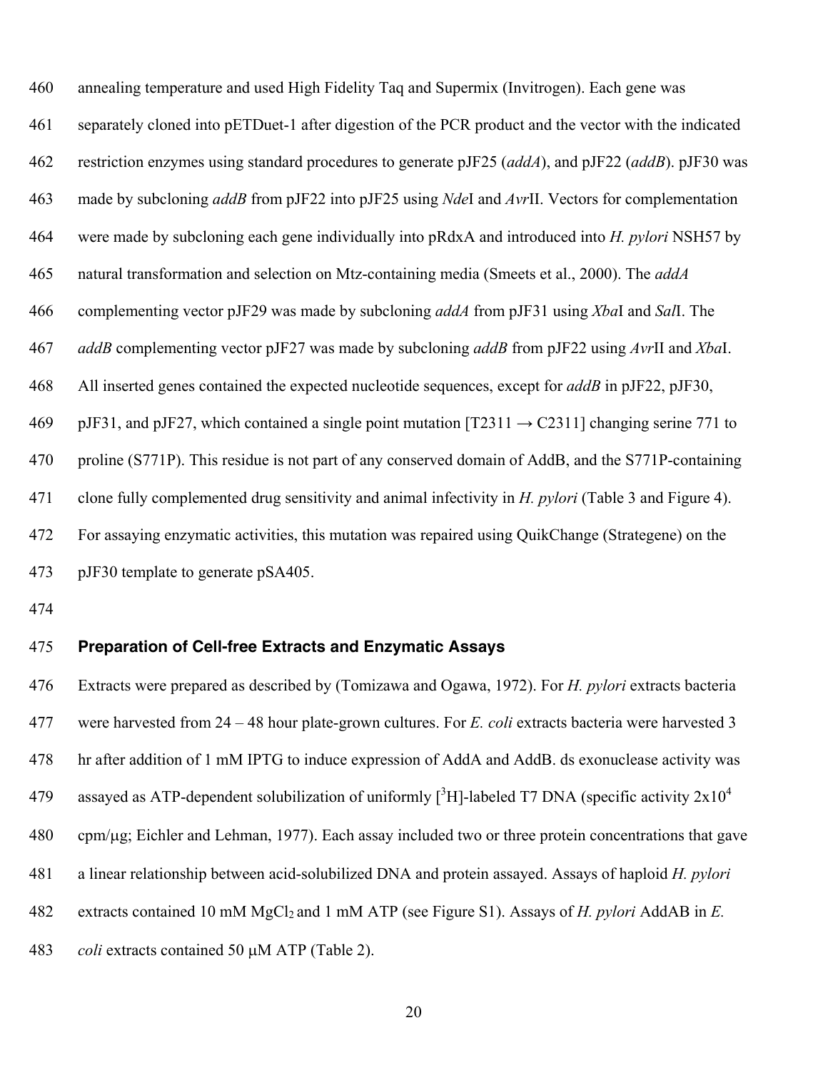annealing temperature and used High Fidelity Taq and Supermix (Invitrogen). Each gene was separately cloned into pETDuet-1 after digestion of the PCR product and the vector with the indicated restriction enzymes using standard procedures to generate pJF25 (*addA*), and pJF22 (*addB*). pJF30 was made by subcloning *addB* from pJF22 into pJF25 using *Nde*I and *Avr*II. Vectors for complementation were made by subcloning each gene individually into pRdxA and introduced into *H. pylori* NSH57 by natural transformation and selection on Mtz-containing media (Smeets et al., 2000). The *addA* complementing vector pJF29 was made by subcloning *addA* from pJF31 using *Xba*I and *Sal*I. The *addB* complementing vector pJF27 was made by subcloning *addB* from pJF22 using *Avr*II and *Xba*I. All inserted genes contained the expected nucleotide sequences, except for *addB* in pJF22, pJF30, pJF31, and pJF27, which contained a single point mutation [T2311 → C2311] changing serine 771 to proline (S771P). This residue is not part of any conserved domain of AddB, and the S771P-containing clone fully complemented drug sensitivity and animal infectivity in *H. pylori* (Table 3 and Figure 4). For assaying enzymatic activities, this mutation was repaired using QuikChange (Strategene) on the pJF30 template to generate pSA405.

### Preparation of Cell-free Extracts and Enzymatic Assays

Extracts were prepared as described by (Tomizawa and Ogawa, 1972). For *H. pylori* extracts bacteria were harvested from 24 – 48 hour plate-grown cultures. For *E. coli* extracts bacteria were harvested 3 hr after addition of 1 mM IPTG to induce expression of AddA and AddB. ds exonuclease activity was assayed as ATP-dependent solubilization of uniformly [$^3$H]-labeled T7 DNA (specific activity $2 \times 10^4$ cpm/μg; Eichler and Lehman, 1977). Each assay included two or three protein concentrations that gave a linear relationship between acid-solubilized DNA and protein assayed. Assays of haploid *H. pylori* extracts contained 10 mM $MgCl_2$ and 1 mM ATP (see Figure S1). Assays of *H. pylori* AddAB in *E. coli* extracts contained 50 μM ATP (Table 2).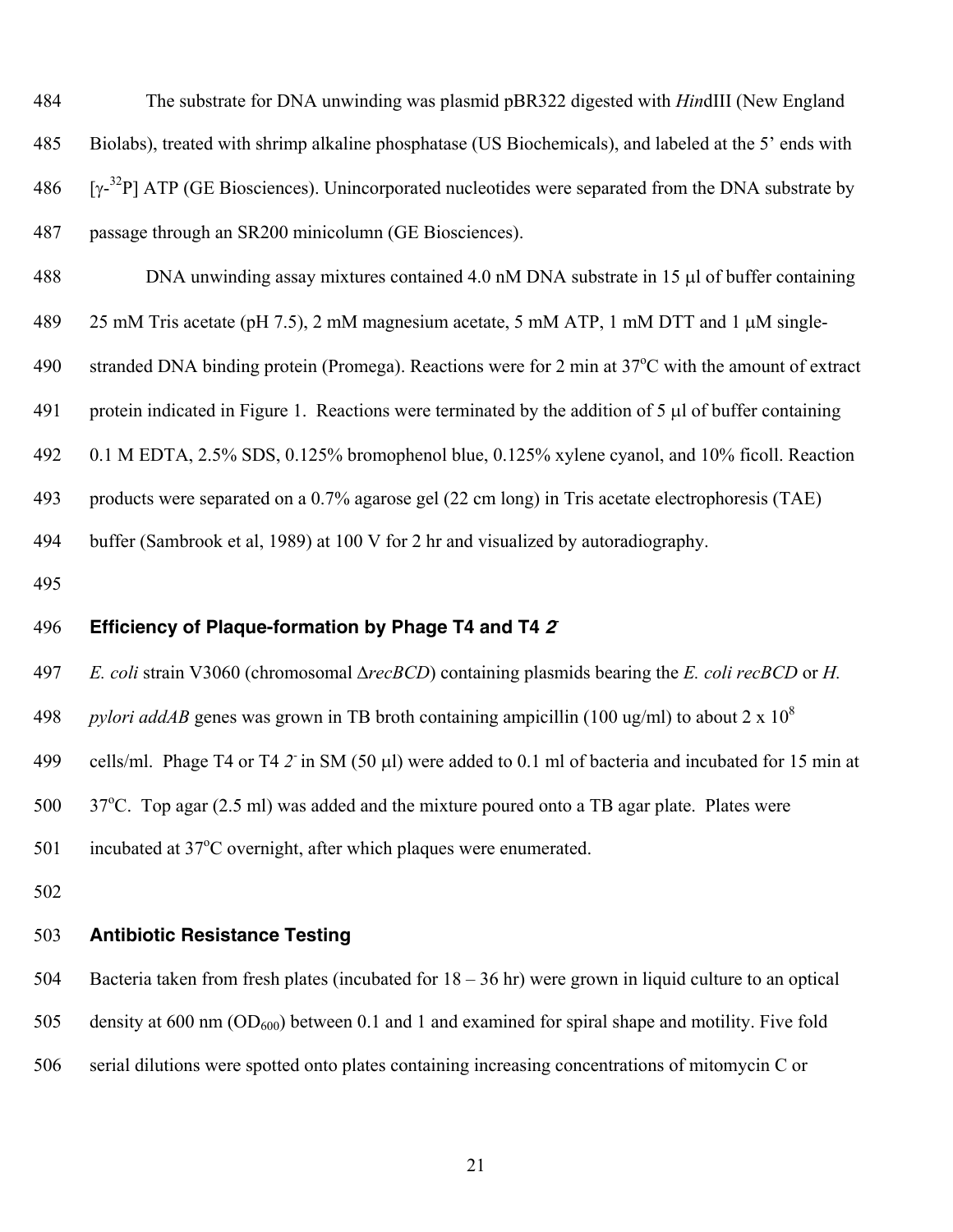The substrate for DNA unwinding was plasmid pBR322 digested with *Hin*dIII (New England Biolabs), treated with shrimp alkaline phosphatase (US Biochemicals), and labeled at the 5' ends with [$\gamma$-$^{32}$P] ATP (GE Biosciences). Unincorporated nucleotides were separated from the DNA substrate by passage through an SR200 minicolumn (GE Biosciences).

DNA unwinding assay mixtures contained 4.0 nM DNA substrate in 15 μl of buffer containing 25 mM Tris acetate (pH 7.5), 2 mM magnesium acetate, 5 mM ATP, 1 mM DTT and 1 μM single-stranded DNA binding protein (Promega). Reactions were for 2 min at 37°C with the amount of extract protein indicated in Figure 1. Reactions were terminated by the addition of 5 μl of buffer containing 0.1 M EDTA, 2.5% SDS, 0.125% bromophenol blue, 0.125% xylene cyanol, and 10% ficoll. Reaction products were separated on a 0.7% agarose gel (22 cm long) in Tris acetate electrophoresis (TAE) buffer (Sambrook et al, 1989) at 100 V for 2 hr and visualized by autoradiography.

## Efficiency of Plaque-formation by Phage T4 and T4 *2*$^-$

*E. coli* strain V3060 (chromosomal Δ*recBCD*) containing plasmids bearing the *E. coli recBCD* or *H. pylori addAB* genes was grown in TB broth containing ampicillin (100 ug/ml) to about 2 x $10^8$ cells/ml. Phage T4 or T4 *2*$^-$ in SM (50 μl) were added to 0.1 ml of bacteria and incubated for 15 min at 37°C. Top agar (2.5 ml) was added and the mixture poured onto a TB agar plate. Plates were incubated at 37°C overnight, after which plaques were enumerated.

## Antibiotic Resistance Testing

Bacteria taken from fresh plates (incubated for 18 – 36 hr) were grown in liquid culture to an optical density at 600 nm ($OD_{600}$) between 0.1 and 1 and examined for spiral shape and motility. Five fold serial dilutions were spotted onto plates containing increasing concentrations of mitomycin C or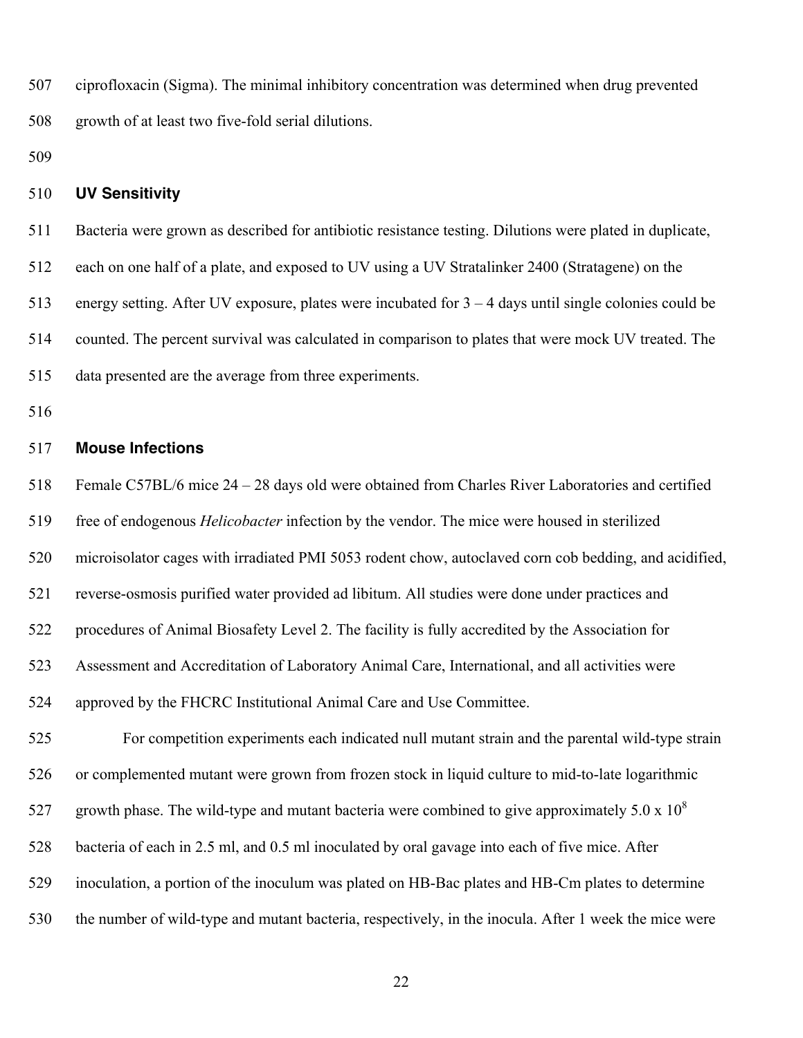ciprofloxacin (Sigma). The minimal inhibitory concentration was determined when drug prevented growth of at least two five-fold serial dilutions.

### UV Sensitivity

Bacteria were grown as described for antibiotic resistance testing. Dilutions were plated in duplicate, each on one half of a plate, and exposed to UV using a UV Stratalinker 2400 (Stratagene) on the energy setting. After UV exposure, plates were incubated for 3 – 4 days until single colonies could be counted. The percent survival was calculated in comparison to plates that were mock UV treated. The data presented are the average from three experiments.

### Mouse Infections

Female C57BL/6 mice 24 – 28 days old were obtained from Charles River Laboratories and certified free of endogenous *Helicobacter* infection by the vendor. The mice were housed in sterilized microisolator cages with irradiated PMI 5053 rodent chow, autoclaved corn cob bedding, and acidified, reverse-osmosis purified water provided ad libitum. All studies were done under practices and procedures of Animal Biosafety Level 2. The facility is fully accredited by the Association for Assessment and Accreditation of Laboratory Animal Care, International, and all activities were approved by the FHCRC Institutional Animal Care and Use Committee.

For competition experiments each indicated null mutant strain and the parental wild-type strain or complemented mutant were grown from frozen stock in liquid culture to mid-to-late logarithmic growth phase. The wild-type and mutant bacteria were combined to give approximately $5.0 \times 10^8$ bacteria of each in 2.5 ml, and 0.5 ml inoculated by oral gavage into each of five mice. After inoculation, a portion of the inoculum was plated on HB-Bac plates and HB-Cm plates to determine the number of wild-type and mutant bacteria, respectively, in the inocula. After 1 week the mice were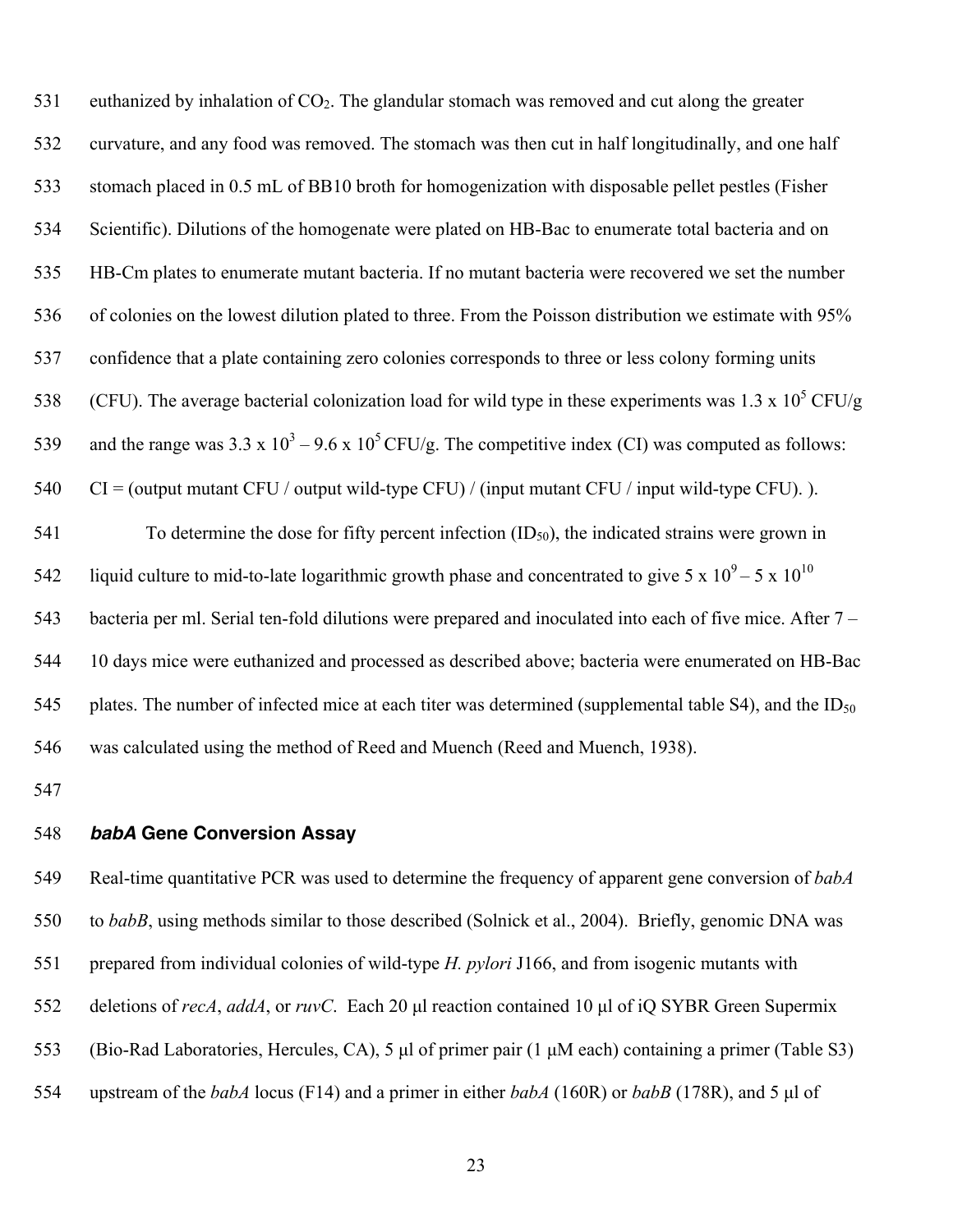euthanized by inhalation of $CO_2$. The glandular stomach was removed and cut along the greater curvature, and any food was removed. The stomach was then cut in half longitudinally, and one half stomach placed in 0.5 mL of BB10 broth for homogenization with disposable pellet pestles (Fisher Scientific). Dilutions of the homogenate were plated on HB-Bac to enumerate total bacteria and on HB-Cm plates to enumerate mutant bacteria. If no mutant bacteria were recovered we set the number of colonies on the lowest dilution plated to three. From the Poisson distribution we estimate with 95% confidence that a plate containing zero colonies corresponds to three or less colony forming units (CFU). The average bacterial colonization load for wild type in these experiments was $1.3 \times 10^5$ CFU/g and the range was $3.3 \times 10^3 - 9.6 \times 10^5$ CFU/g. The competitive index (CI) was computed as follows: CI = (output mutant CFU / output wild-type CFU) / (input mutant CFU / input wild-type CFU). ).

To determine the dose for fifty percent infection ($ID_{50}$), the indicated strains were grown in liquid culture to mid-to-late logarithmic growth phase and concentrated to give $5 \times 10^9 - 5 \times 10^{10}$ bacteria per ml. Serial ten-fold dilutions were prepared and inoculated into each of five mice. After 7 – 10 days mice were euthanized and processed as described above; bacteria were enumerated on HB-Bac plates. The number of infected mice at each titer was determined (supplemental table S4), and the $ID_{50}$ was calculated using the method of Reed and Muench (Reed and Muench, 1938).

### ***babA* Gene Conversion Assay**

Real-time quantitative PCR was used to determine the frequency of apparent gene conversion of *babA* to *babB*, using methods similar to those described (Solnick et al., 2004). Briefly, genomic DNA was prepared from individual colonies of wild-type *H. pylori* J166, and from isogenic mutants with deletions of *recA*, *addA*, or *ruvC*. Each 20 µl reaction contained 10 µl of iQ SYBR Green Supermix (Bio-Rad Laboratories, Hercules, CA), 5 µl of primer pair (1 µM each) containing a primer (Table S3) upstream of the *babA* locus (F14) and a primer in either *babA* (160R) or *babB* (178R), and 5 µl of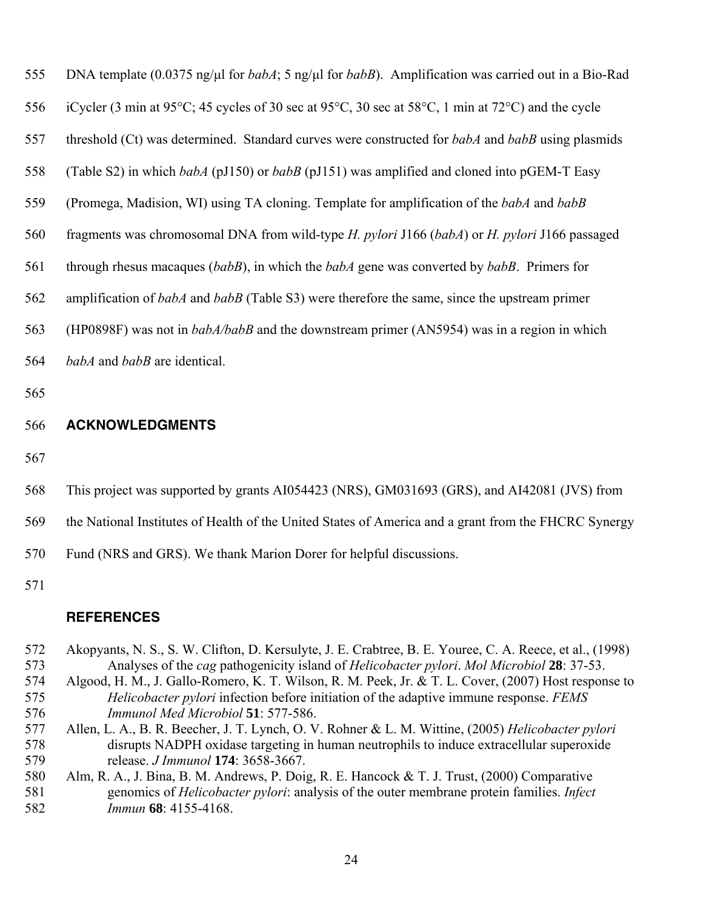DNA template (0.0375 ng/μl for *babA*; 5 ng/μl for *babB*). Amplification was carried out in a Bio-Rad iCycler (3 min at 95°C; 45 cycles of 30 sec at 95°C, 30 sec at 58°C, 1 min at 72°C) and the cycle threshold (Ct) was determined. Standard curves were constructed for *babA* and *babB* using plasmids (Table S2) in which *babA* (pJ150) or *babB* (pJ151) was amplified and cloned into pGEM-T Easy (Promega, Madision, WI) using TA cloning. Template for amplification of the *babA* and *babB* fragments was chromosomal DNA from wild-type *H. pylori* J166 (*babA*) or *H. pylori* J166 passaged through rhesus macaques (*babB*), in which the *babA* gene was converted by *babB*. Primers for amplification of *babA* and *babB* (Table S3) were therefore the same, since the upstream primer (HP0898F) was not in *babA/babB* and the downstream primer (AN5954) was in a region in which *babA* and *babB* are identical.

## ACKNOWLEDGMENTS

This project was supported by grants AI054423 (NRS), GM031693 (GRS), and AI42081 (JVS) from the National Institutes of Health of the United States of America and a grant from the FHCRC Synergy Fund (NRS and GRS). We thank Marion Dorer for helpful discussions.

## REFERENCES

Akopyants, N. S., S. W. Clifton, D. Kersulyte, J. E. Crabtree, B. E. Youree, C. A. Reece, et al., (1998) Analyses of the *cag* pathogenicity island of *Helicobacter pylori*. *Mol Microbiol* **28**: 37-53.

Algood, H. M., J. Gallo-Romero, K. T. Wilson, R. M. Peek, Jr. & T. L. Cover, (2007) Host response to *Helicobacter pylori* infection before initiation of the adaptive immune response. *FEMS Immunol Med Microbiol* **51**: 577-586.

Allen, L. A., B. R. Beecher, J. T. Lynch, O. V. Rohner & L. M. Wittine, (2005) *Helicobacter pylori* disrupts NADPH oxidase targeting in human neutrophils to induce extracellular superoxide release. *J Immunol* **174**: 3658-3667.

Alm, R. A., J. Bina, B. M. Andrews, P. Doig, R. E. Hancock & T. J. Trust, (2000) Comparative genomics of *Helicobacter pylori*: analysis of the outer membrane protein families. *Infect Immun* **68**: 4155-4168.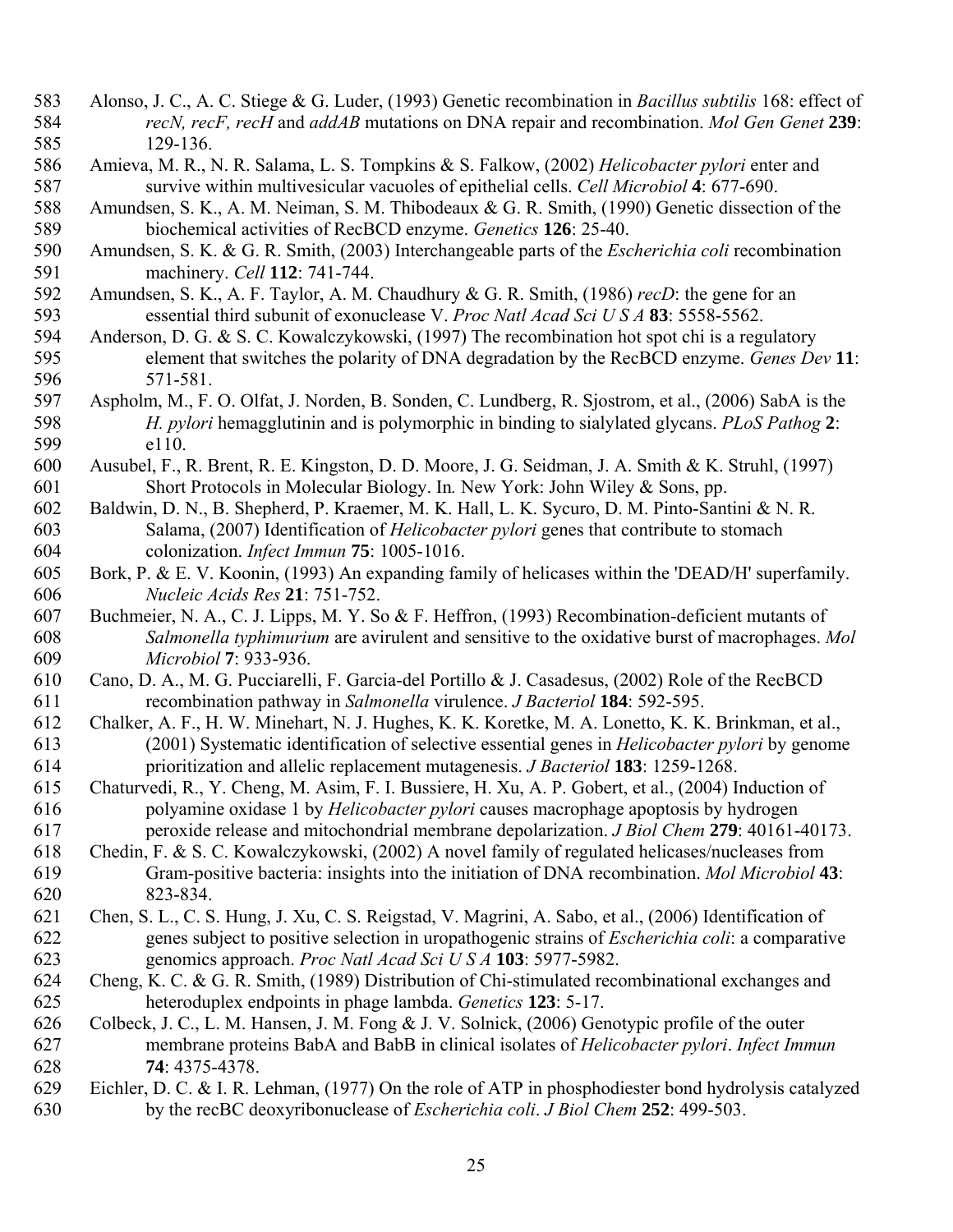Alonso, J. C., A. C. Stiege & G. Luder, (1993) Genetic recombination in *Bacillus subtilis* 168: effect of *recN, recF, recH* and *addAB* mutations on DNA repair and recombination. *Mol Gen Genet* **239**: 129-136.

Amieva, M. R., N. R. Salama, L. S. Tompkins & S. Falkow, (2002) *Helicobacter pylori* enter and survive within multivesicular vacuoles of epithelial cells. *Cell Microbiol* **4**: 677-690.

Amundsen, S. K., A. M. Neiman, S. M. Thibodeaux & G. R. Smith, (1990) Genetic dissection of the biochemical activities of RecBCD enzyme. *Genetics* **126**: 25-40.

Amundsen, S. K. & G. R. Smith, (2003) Interchangeable parts of the *Escherichia coli* recombination machinery. *Cell* **112**: 741-744.

Amundsen, S. K., A. F. Taylor, A. M. Chaudhury & G. R. Smith, (1986) *recD*: the gene for an essential third subunit of exonuclease V. *Proc Natl Acad Sci U S A* **83**: 5558-5562.

Anderson, D. G. & S. C. Kowalczykowski, (1997) The recombination hot spot chi is a regulatory element that switches the polarity of DNA degradation by the RecBCD enzyme. *Genes Dev* **11**: 571-581.

Aspholm, M., F. O. Olfat, J. Norden, B. Sonden, C. Lundberg, R. Sjostrom, et al., (2006) SabA is the *H. pylori* hemagglutinin and is polymorphic in binding to sialylated glycans. *PLoS Pathog* **2**: e110.

Ausubel, F., R. Brent, R. E. Kingston, D. D. Moore, J. G. Seidman, J. A. Smith & K. Struhl, (1997) Short Protocols in Molecular Biology. In*.* New York: John Wiley & Sons, pp.

Baldwin, D. N., B. Shepherd, P. Kraemer, M. K. Hall, L. K. Sycuro, D. M. Pinto-Santini & N. R. Salama, (2007) Identification of *Helicobacter pylori* genes that contribute to stomach colonization. *Infect Immun* **75**: 1005-1016.

Bork, P. & E. V. Koonin, (1993) An expanding family of helicases within the 'DEAD/H' superfamily. *Nucleic Acids Res* **21**: 751-752.

Buchmeier, N. A., C. J. Lipps, M. Y. So & F. Heffron, (1993) Recombination-deficient mutants of *Salmonella typhimurium* are avirulent and sensitive to the oxidative burst of macrophages. *Mol Microbiol* **7**: 933-936.

Cano, D. A., M. G. Pucciarelli, F. Garcia-del Portillo & J. Casadesus, (2002) Role of the RecBCD recombination pathway in *Salmonella* virulence. *J Bacteriol* **184**: 592-595.

Chalker, A. F., H. W. Minehart, N. J. Hughes, K. K. Koretke, M. A. Lonetto, K. K. Brinkman, et al., (2001) Systematic identification of selective essential genes in *Helicobacter pylori* by genome prioritization and allelic replacement mutagenesis. *J Bacteriol* **183**: 1259-1268.

Chaturvedi, R., Y. Cheng, M. Asim, F. I. Bussiere, H. Xu, A. P. Gobert, et al., (2004) Induction of polyamine oxidase 1 by *Helicobacter pylori* causes macrophage apoptosis by hydrogen peroxide release and mitochondrial membrane depolarization. *J Biol Chem* **279**: 40161-40173.

Chedin, F. & S. C. Kowalczykowski, (2002) A novel family of regulated helicases/nucleases from Gram-positive bacteria: insights into the initiation of DNA recombination. *Mol Microbiol* **43**: 823-834.

Chen, S. L., C. S. Hung, J. Xu, C. S. Reigstad, V. Magrini, A. Sabo, et al., (2006) Identification of genes subject to positive selection in uropathogenic strains of *Escherichia coli*: a comparative genomics approach. *Proc Natl Acad Sci U S A* **103**: 5977-5982.

Cheng, K. C. & G. R. Smith, (1989) Distribution of Chi-stimulated recombinational exchanges and heteroduplex endpoints in phage lambda. *Genetics* **123**: 5-17.

Colbeck, J. C., L. M. Hansen, J. M. Fong & J. V. Solnick, (2006) Genotypic profile of the outer membrane proteins BabA and BabB in clinical isolates of *Helicobacter pylori*. *Infect Immun* **74**: 4375-4378.

Eichler, D. C. & I. R. Lehman, (1977) On the role of ATP in phosphodiester bond hydrolysis catalyzed by the recBC deoxyribonuclease of *Escherichia coli*. *J Biol Chem* **252**: 499-503.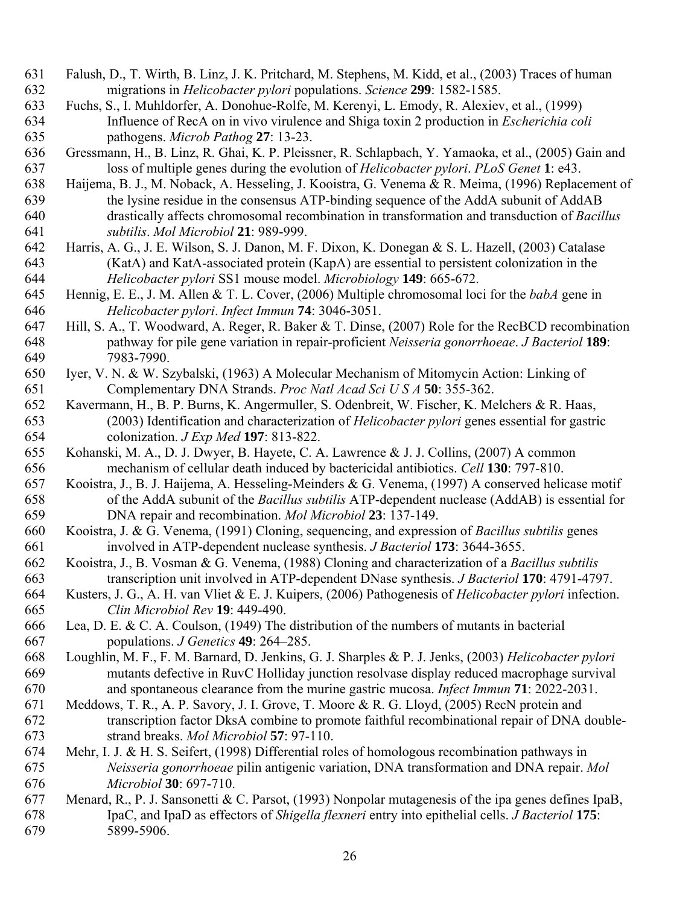Falush, D., T. Wirth, B. Linz, J. K. Pritchard, M. Stephens, M. Kidd, et al., (2003) Traces of human migrations in *Helicobacter pylori* populations. *Science* **299**: 1582-1585.

Fuchs, S., I. Muhldorfer, A. Donohue-Rolfe, M. Kerenyi, L. Emody, R. Alexiev, et al., (1999) Influence of RecA on in vivo virulence and Shiga toxin 2 production in *Escherichia coli* pathogens. *Microb Pathog* **27**: 13-23.

Gressmann, H., B. Linz, R. Ghai, K. P. Pleissner, R. Schlapbach, Y. Yamaoka, et al., (2005) Gain and loss of multiple genes during the evolution of *Helicobacter pylori*. *PLoS Genet* **1**: e43.

Haijema, B. J., M. Noback, A. Hesseling, J. Kooistra, G. Venema & R. Meima, (1996) Replacement of the lysine residue in the consensus ATP-binding sequence of the AddA subunit of AddAB drastically affects chromosomal recombination in transformation and transduction of *Bacillus subtilis*. *Mol Microbiol* **21**: 989-999.

Harris, A. G., J. E. Wilson, S. J. Danon, M. F. Dixon, K. Donegan & S. L. Hazell, (2003) Catalase (KatA) and KatA-associated protein (KapA) are essential to persistent colonization in the *Helicobacter pylori* SS1 mouse model. *Microbiology* **149**: 665-672.

Hennig, E. E., J. M. Allen & T. L. Cover, (2006) Multiple chromosomal loci for the *babA* gene in *Helicobacter pylori*. *Infect Immun* **74**: 3046-3051.

Hill, S. A., T. Woodward, A. Reger, R. Baker & T. Dinse, (2007) Role for the RecBCD recombination pathway for pile gene variation in repair-proficient *Neisseria gonorrhoeae*. *J Bacteriol* **189**: 7983-7990.

Iyer, V. N. & W. Szybalski, (1963) A Molecular Mechanism of Mitomycin Action: Linking of Complementary DNA Strands. *Proc Natl Acad Sci U S A* **50**: 355-362.

Kavermann, H., B. P. Burns, K. Angermuller, S. Odenbreit, W. Fischer, K. Melchers & R. Haas, (2003) Identification and characterization of *Helicobacter pylori* genes essential for gastric colonization. *J Exp Med* **197**: 813-822.

Kohanski, M. A., D. J. Dwyer, B. Hayete, C. A. Lawrence & J. J. Collins, (2007) A common mechanism of cellular death induced by bactericidal antibiotics. *Cell* **130**: 797-810.

Kooistra, J., B. J. Haijema, A. Hesseling-Meinders & G. Venema, (1997) A conserved helicase motif of the AddA subunit of the *Bacillus subtilis* ATP-dependent nuclease (AddAB) is essential for DNA repair and recombination. *Mol Microbiol* **23**: 137-149.

Kooistra, J. & G. Venema, (1991) Cloning, sequencing, and expression of *Bacillus subtilis* genes involved in ATP-dependent nuclease synthesis. *J Bacteriol* **173**: 3644-3655.

Kooistra, J., B. Vosman & G. Venema, (1988) Cloning and characterization of a *Bacillus subtilis* transcription unit involved in ATP-dependent DNase synthesis. *J Bacteriol* **170**: 4791-4797.

Kusters, J. G., A. H. van Vliet & E. J. Kuipers, (2006) Pathogenesis of *Helicobacter pylori* infection. *Clin Microbiol Rev* **19**: 449-490.

Lea, D. E. & C. A. Coulson, (1949) The distribution of the numbers of mutants in bacterial populations. *J Genetics* **49**: 264–285.

Loughlin, M. F., F. M. Barnard, D. Jenkins, G. J. Sharples & P. J. Jenks, (2003) *Helicobacter pylori* mutants defective in RuvC Holliday junction resolvase display reduced macrophage survival and spontaneous clearance from the murine gastric mucosa. *Infect Immun* **71**: 2022-2031.

Meddows, T. R., A. P. Savory, J. I. Grove, T. Moore & R. G. Lloyd, (2005) RecN protein and transcription factor DksA combine to promote faithful recombinational repair of DNA double-strand breaks. *Mol Microbiol* **57**: 97-110.

Mehr, I. J. & H. S. Seifert, (1998) Differential roles of homologous recombination pathways in *Neisseria gonorrhoeae* pilin antigenic variation, DNA transformation and DNA repair. *Mol Microbiol* **30**: 697-710.

Menard, R., P. J. Sansonetti & C. Parsot, (1993) Nonpolar mutagenesis of the ipa genes defines IpaB, IpaC, and IpaD as effectors of *Shigella flexneri* entry into epithelial cells. *J Bacteriol* **175**: 5899-5906.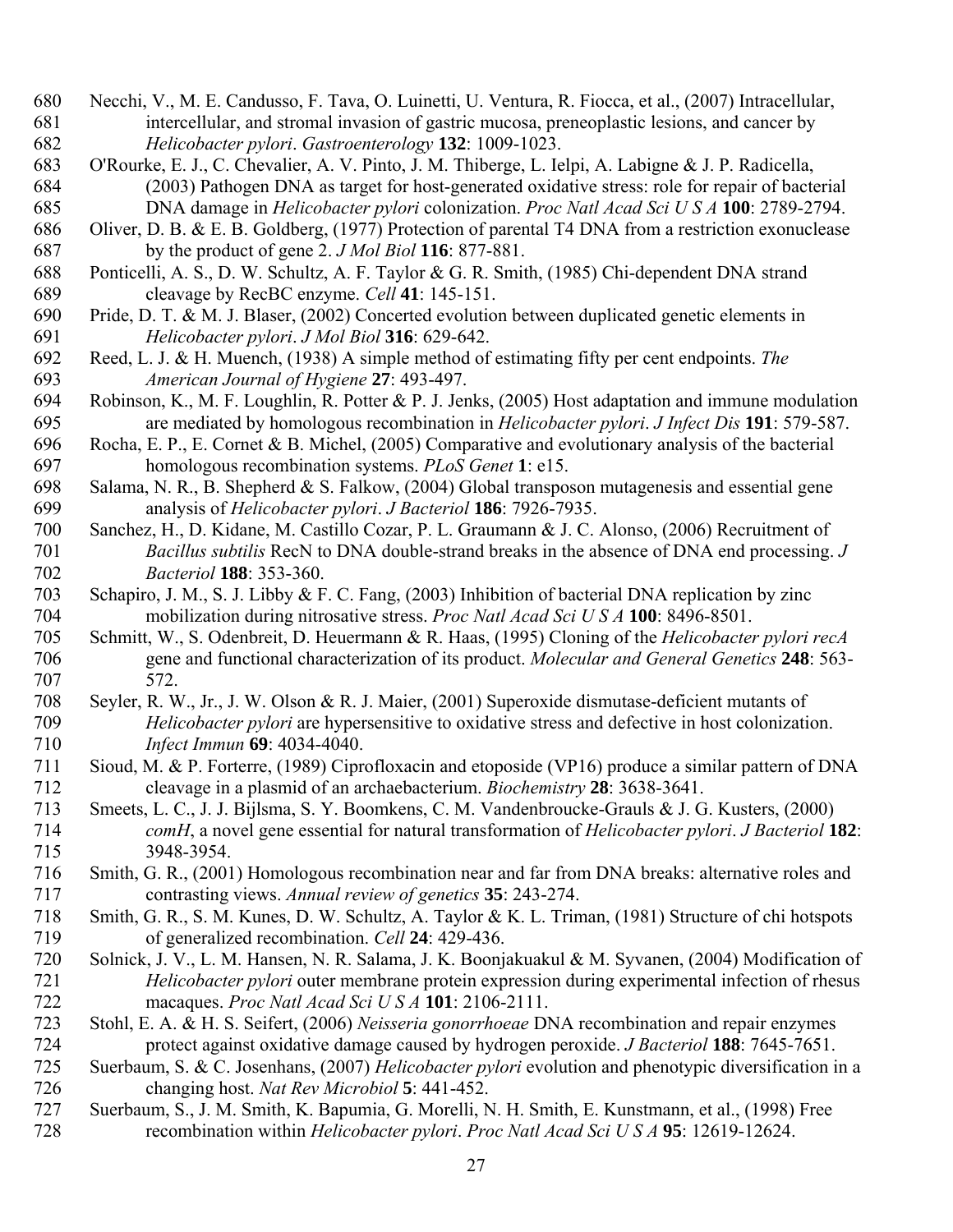680 Necchi, V., M. E. Candusso, F. Tava, O. Luinetti, U. Ventura, R. Fiocca, et al., (2007) Intracellular,
681 intercellular, and stromal invasion of gastric mucosa, preneoplastic lesions, and cancer by
682 *Helicobacter pylori*. *Gastroenterology* **132**: 1009-1023.

683 O'Rourke, E. J., C. Chevalier, A. V. Pinto, J. M. Thiberge, L. Ielpi, A. Labigne & J. P. Radicella,
684 (2003) Pathogen DNA as target for host-generated oxidative stress: role for repair of bacterial
685 DNA damage in *Helicobacter pylori* colonization. *Proc Natl Acad Sci U S A* **100**: 2789-2794.

686 Oliver, D. B. & E. B. Goldberg, (1977) Protection of parental T4 DNA from a restriction exonuclease
687 by the product of gene 2. *J Mol Biol* **116**: 877-881.

688 Ponticelli, A. S., D. W. Schultz, A. F. Taylor & G. R. Smith, (1985) Chi-dependent DNA strand
689 cleavage by RecBC enzyme. *Cell* **41**: 145-151.

690 Pride, D. T. & M. J. Blaser, (2002) Concerted evolution between duplicated genetic elements in
691 *Helicobacter pylori*. *J Mol Biol* **316**: 629-642.

692 Reed, L. J. & H. Muench, (1938) A simple method of estimating fifty per cent endpoints. *The*
693 *American Journal of Hygiene* **27**: 493-497.

694 Robinson, K., M. F. Loughlin, R. Potter & P. J. Jenks, (2005) Host adaptation and immune modulation
695 are mediated by homologous recombination in *Helicobacter pylori*. *J Infect Dis* **191**: 579-587.

696 Rocha, E. P., E. Cornet & B. Michel, (2005) Comparative and evolutionary analysis of the bacterial
697 homologous recombination systems. *PLoS Genet* **1**: e15.

698 Salama, N. R., B. Shepherd & S. Falkow, (2004) Global transposon mutagenesis and essential gene
699 analysis of *Helicobacter pylori*. *J Bacteriol* **186**: 7926-7935.

700 Sanchez, H., D. Kidane, M. Castillo Cozar, P. L. Graumann & J. C. Alonso, (2006) Recruitment of
701 *Bacillus subtilis* RecN to DNA double-strand breaks in the absence of DNA end processing. *J*
702 *Bacteriol* **188**: 353-360.

703 Schapiro, J. M., S. J. Libby & F. C. Fang, (2003) Inhibition of bacterial DNA replication by zinc
704 mobilization during nitrosative stress. *Proc Natl Acad Sci U S A* **100**: 8496-8501.

705 Schmitt, W., S. Odenbreit, D. Heuermann & R. Haas, (1995) Cloning of the *Helicobacter pylori recA*
706 gene and functional characterization of its product. *Molecular and General Genetics* **248**: 563-
707 572.

708 Seyler, R. W., Jr., J. W. Olson & R. J. Maier, (2001) Superoxide dismutase-deficient mutants of
709 *Helicobacter pylori* are hypersensitive to oxidative stress and defective in host colonization.
710 *Infect Immun* **69**: 4034-4040.

711 Sioud, M. & P. Forterre, (1989) Ciprofloxacin and etoposide (VP16) produce a similar pattern of DNA
712 cleavage in a plasmid of an archaebacterium. *Biochemistry* **28**: 3638-3641.

713 Smeets, L. C., J. J. Bijlsma, S. Y. Boomkens, C. M. Vandenbroucke-Grauls & J. G. Kusters, (2000)
714 *comH*, a novel gene essential for natural transformation of *Helicobacter pylori*. *J Bacteriol* **182**:
715 3948-3954.

716 Smith, G. R., (2001) Homologous recombination near and far from DNA breaks: alternative roles and
717 contrasting views. *Annual review of genetics* **35**: 243-274.

718 Smith, G. R., S. M. Kunes, D. W. Schultz, A. Taylor & K. L. Triman, (1981) Structure of chi hotspots
719 of generalized recombination. *Cell* **24**: 429-436.

720 Solnick, J. V., L. M. Hansen, N. R. Salama, J. K. Boonjakuakul & M. Syvanen, (2004) Modification of
721 *Helicobacter pylori* outer membrane protein expression during experimental infection of rhesus
722 macaques. *Proc Natl Acad Sci U S A* **101**: 2106-2111.

723 Stohl, E. A. & H. S. Seifert, (2006) *Neisseria gonorrhoeae* DNA recombination and repair enzymes
724 protect against oxidative damage caused by hydrogen peroxide. *J Bacteriol* **188**: 7645-7651.

725 Suerbaum, S. & C. Josenhans, (2007) *Helicobacter pylori* evolution and phenotypic diversification in a
726 changing host. *Nat Rev Microbiol* **5**: 441-452.

727 Suerbaum, S., J. M. Smith, K. Bapumia, G. Morelli, N. H. Smith, E. Kunstmann, et al., (1998) Free
728 recombination within *Helicobacter pylori*. *Proc Natl Acad Sci U S A* **95**: 12619-12624.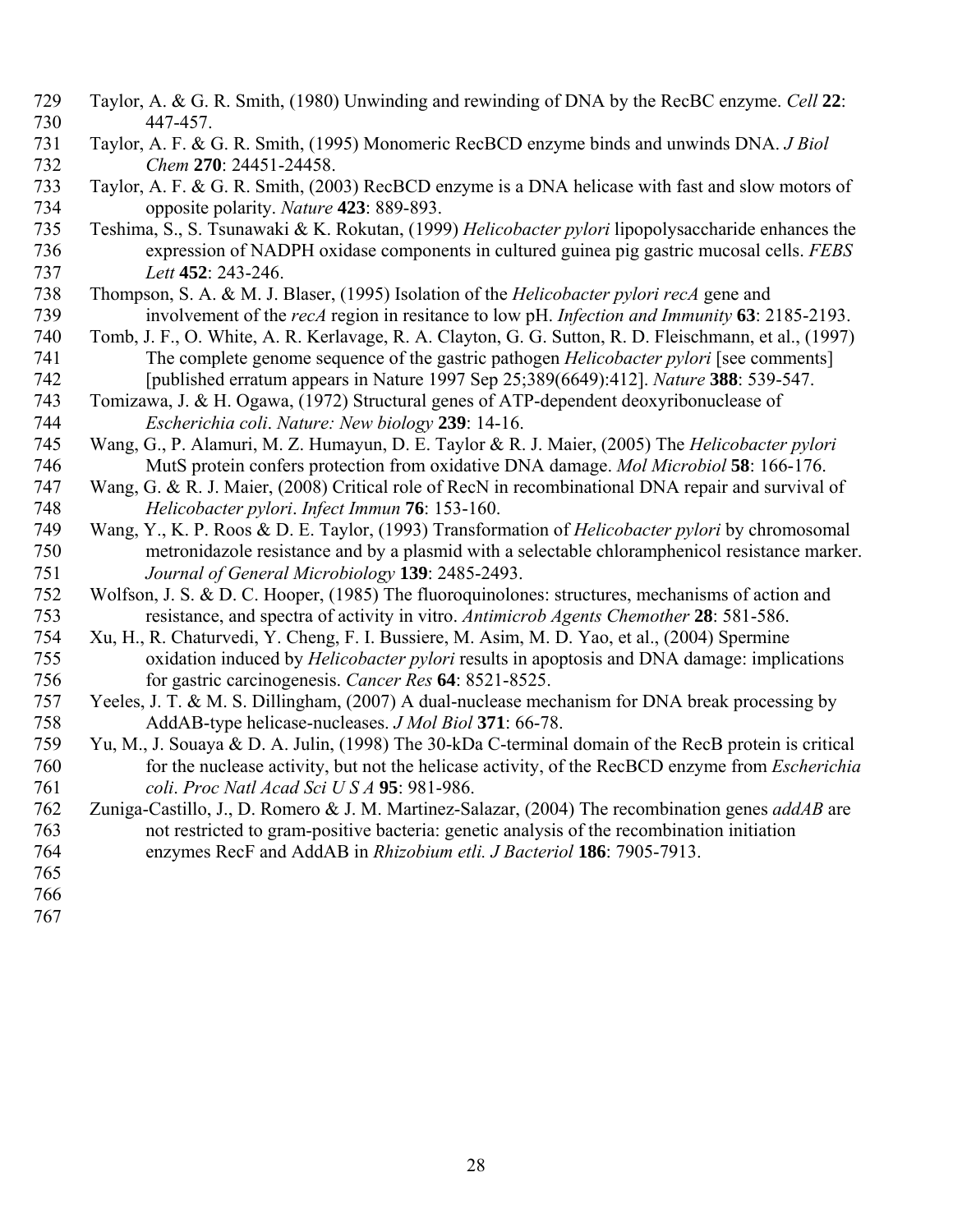Taylor, A. & G. R. Smith, (1980) Unwinding and rewinding of DNA by the RecBC enzyme. *Cell* **22**: 447-457.

Taylor, A. F. & G. R. Smith, (1995) Monomeric RecBCD enzyme binds and unwinds DNA. *J Biol Chem* **270**: 24451-24458.

Taylor, A. F. & G. R. Smith, (2003) RecBCD enzyme is a DNA helicase with fast and slow motors of opposite polarity. *Nature* **423**: 889-893.

Teshima, S., S. Tsunawaki & K. Rokutan, (1999) *Helicobacter pylori* lipopolysaccharide enhances the expression of NADPH oxidase components in cultured guinea pig gastric mucosal cells. *FEBS Lett* **452**: 243-246.

Thompson, S. A. & M. J. Blaser, (1995) Isolation of the *Helicobacter pylori recA* gene and involvement of the *recA* region in resitance to low pH. *Infection and Immunity* **63**: 2185-2193.

Tomb, J. F., O. White, A. R. Kerlavage, R. A. Clayton, G. G. Sutton, R. D. Fleischmann, et al., (1997) The complete genome sequence of the gastric pathogen *Helicobacter pylori* [see comments] [published erratum appears in Nature 1997 Sep 25;389(6649):412]. *Nature* **388**: 539-547.

Tomizawa, J. & H. Ogawa, (1972) Structural genes of ATP-dependent deoxyribonuclease of *Escherichia coli*. *Nature: New biology* **239**: 14-16.

Wang, G., P. Alamuri, M. Z. Humayun, D. E. Taylor & R. J. Maier, (2005) The *Helicobacter pylori* MutS protein confers protection from oxidative DNA damage. *Mol Microbiol* **58**: 166-176.

Wang, G. & R. J. Maier, (2008) Critical role of RecN in recombinational DNA repair and survival of *Helicobacter pylori*. *Infect Immun* **76**: 153-160.

Wang, Y., K. P. Roos & D. E. Taylor, (1993) Transformation of *Helicobacter pylori* by chromosomal metronidazole resistance and by a plasmid with a selectable chloramphenicol resistance marker. *Journal of General Microbiology* **139**: 2485-2493.

Wolfson, J. S. & D. C. Hooper, (1985) The fluoroquinolones: structures, mechanisms of action and resistance, and spectra of activity in vitro. *Antimicrob Agents Chemother* **28**: 581-586.

Xu, H., R. Chaturvedi, Y. Cheng, F. I. Bussiere, M. Asim, M. D. Yao, et al., (2004) Spermine oxidation induced by *Helicobacter pylori* results in apoptosis and DNA damage: implications for gastric carcinogenesis. *Cancer Res* **64**: 8521-8525.

Yeeles, J. T. & M. S. Dillingham, (2007) A dual-nuclease mechanism for DNA break processing by AddAB-type helicase-nucleases. *J Mol Biol* **371**: 66-78.

Yu, M., J. Souaya & D. A. Julin, (1998) The 30-kDa C-terminal domain of the RecB protein is critical for the nuclease activity, but not the helicase activity, of the RecBCD enzyme from *Escherichia coli*. *Proc Natl Acad Sci U S A* **95**: 981-986.

Zuniga-Castillo, J., D. Romero & J. M. Martinez-Salazar, (2004) The recombination genes *addAB* are not restricted to gram-positive bacteria: genetic analysis of the recombination initiation enzymes RecF and AddAB in *Rhizobium etli. J Bacteriol* **186**: 7905-7913.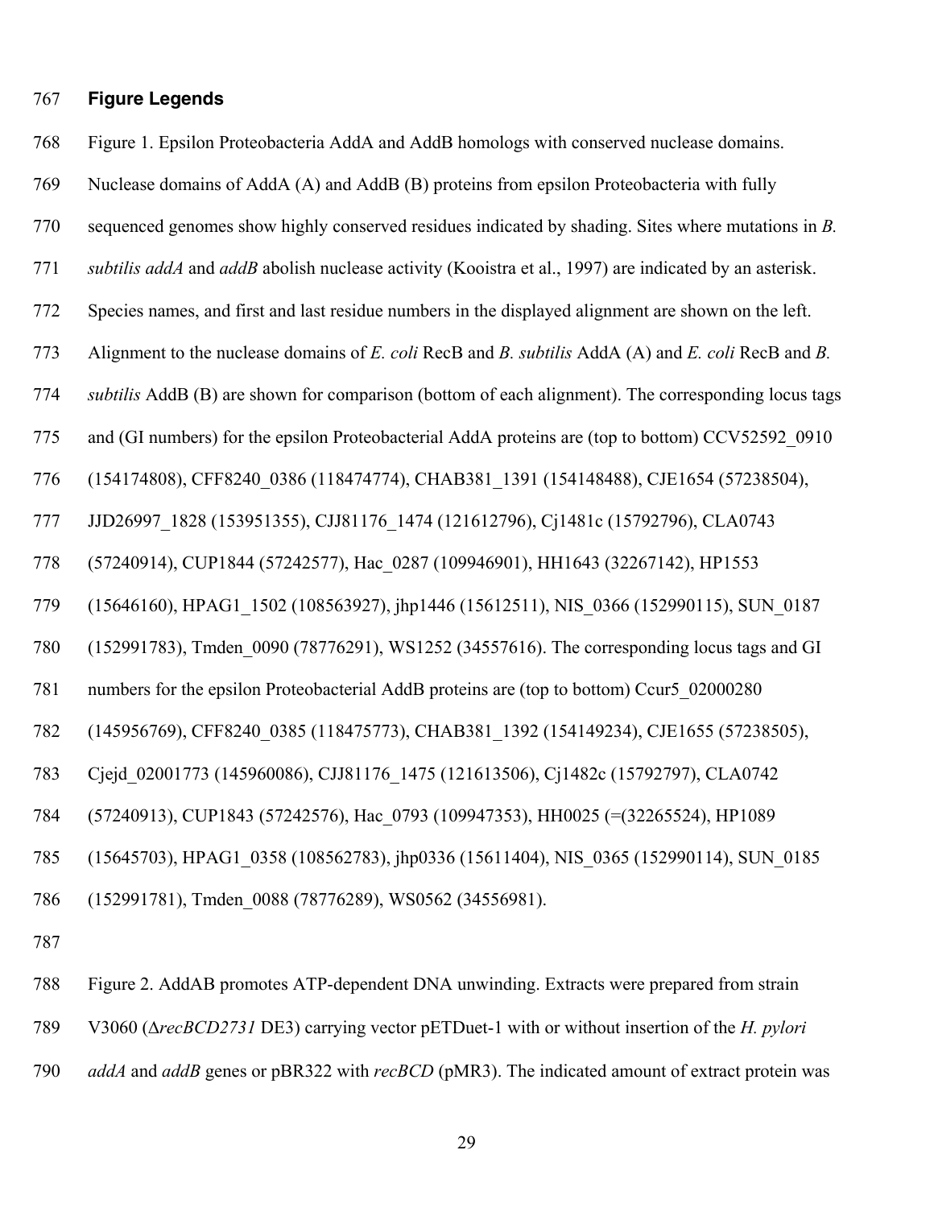## Figure Legends

Figure 1. Epsilon Proteobacteria AddA and AddB homologs with conserved nuclease domains. Nuclease domains of AddA (A) and AddB (B) proteins from epsilon Proteobacteria with fully sequenced genomes show highly conserved residues indicated by shading. Sites where mutations in *B. subtilis addA* and *addB* abolish nuclease activity (Kooistra et al., 1997) are indicated by an asterisk. Species names, and first and last residue numbers in the displayed alignment are shown on the left. Alignment to the nuclease domains of *E. coli* RecB and *B. subtilis* AddA (A) and *E. coli* RecB and *B. subtilis* AddB (B) are shown for comparison (bottom of each alignment). The corresponding locus tags and (GI numbers) for the epsilon Proteobacterial AddA proteins are (top to bottom) CCV52592_0910 (154174808), CFF8240_0386 (118474774), CHAB381_1391 (154148488), CJE1654 (57238504), JJD26997_1828 (153951355), CJJ81176_1474 (121612796), Cj1481c (15792796), CLA0743 (57240914), CUP1844 (57242577), Hac_0287 (109946901), HH1643 (32267142), HP1553 (15646160), HPAG1_1502 (108563927), jhp1446 (15612511), NIS_0366 (152990115), SUN_0187 (152991783), Tmden_0090 (78776291), WS1252 (34557616). The corresponding locus tags and GI numbers for the epsilon Proteobacterial AddB proteins are (top to bottom) Ccur5_02000280 (145956769), CFF8240_0385 (118475773), CHAB381_1392 (154149234), CJE1655 (57238505), Cjejd_02001773 (145960086), CJJ81176_1475 (121613506), Cj1482c (15792797), CLA0742 (57240913), CUP1843 (57242576), Hac_0793 (109947353), HH0025 (=(32265524), HP1089 (15645703), HPAG1_0358 (108562783), jhp0336 (15611404), NIS_0365 (152990114), SUN_0185 (152991781), Tmden_0088 (78776289), WS0562 (34556981).

Figure 2. AddAB promotes ATP-dependent DNA unwinding. Extracts were prepared from strain V3060 (Δ*recBCD2731* DE3) carrying vector pETDuet-1 with or without insertion of the *H. pylori addA* and *addB* genes or pBR322 with *recBCD* (pMR3). The indicated amount of extract protein was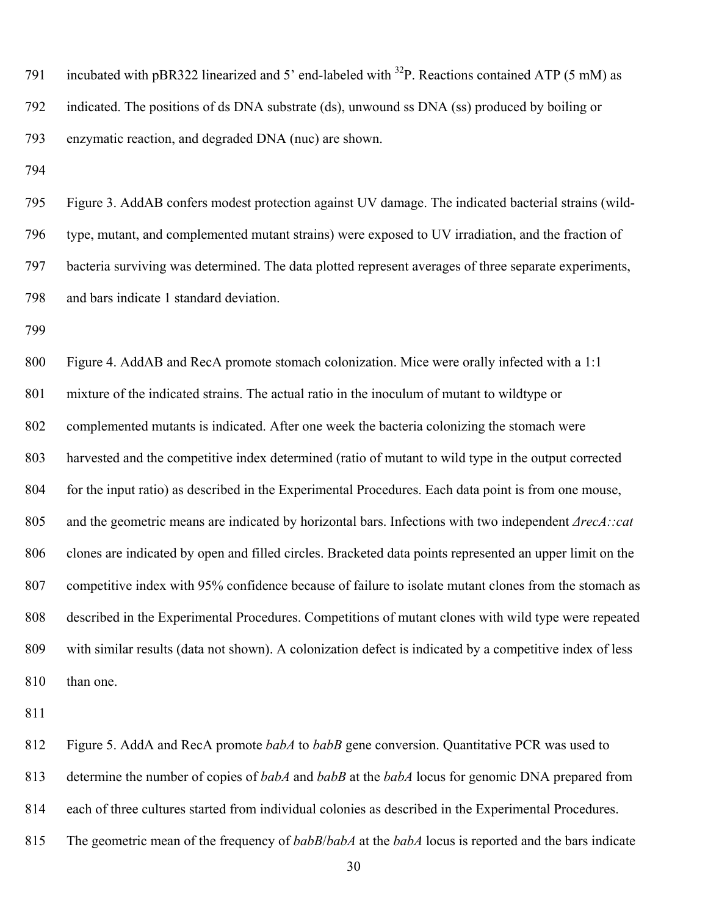incubated with pBR322 linearized and 5' end-labeled with $^{32}P$. Reactions contained ATP (5 mM) as indicated. The positions of ds DNA substrate (ds), unwound ss DNA (ss) produced by boiling or enzymatic reaction, and degraded DNA (nuc) are shown.

Figure 3. AddAB confers modest protection against UV damage. The indicated bacterial strains (wild-type, mutant, and complemented mutant strains) were exposed to UV irradiation, and the fraction of bacteria surviving was determined. The data plotted represent averages of three separate experiments, and bars indicate 1 standard deviation.

Figure 4. AddAB and RecA promote stomach colonization. Mice were orally infected with a 1:1 mixture of the indicated strains. The actual ratio in the inoculum of mutant to wildtype or complemented mutants is indicated. After one week the bacteria colonizing the stomach were harvested and the competitive index determined (ratio of mutant to wild type in the output corrected for the input ratio) as described in the Experimental Procedures. Each data point is from one mouse, and the geometric means are indicated by horizontal bars. Infections with two independent *ΔrecA::cat* clones are indicated by open and filled circles. Bracketed data points represented an upper limit on the competitive index with 95% confidence because of failure to isolate mutant clones from the stomach as described in the Experimental Procedures. Competitions of mutant clones with wild type were repeated with similar results (data not shown). A colonization defect is indicated by a competitive index of less than one.

Figure 5. AddA and RecA promote *babA* to *babB* gene conversion. Quantitative PCR was used to determine the number of copies of *babA* and *babB* at the *babA* locus for genomic DNA prepared from each of three cultures started from individual colonies as described in the Experimental Procedures. The geometric mean of the frequency of *babB*/*babA* at the *babA* locus is reported and the bars indicate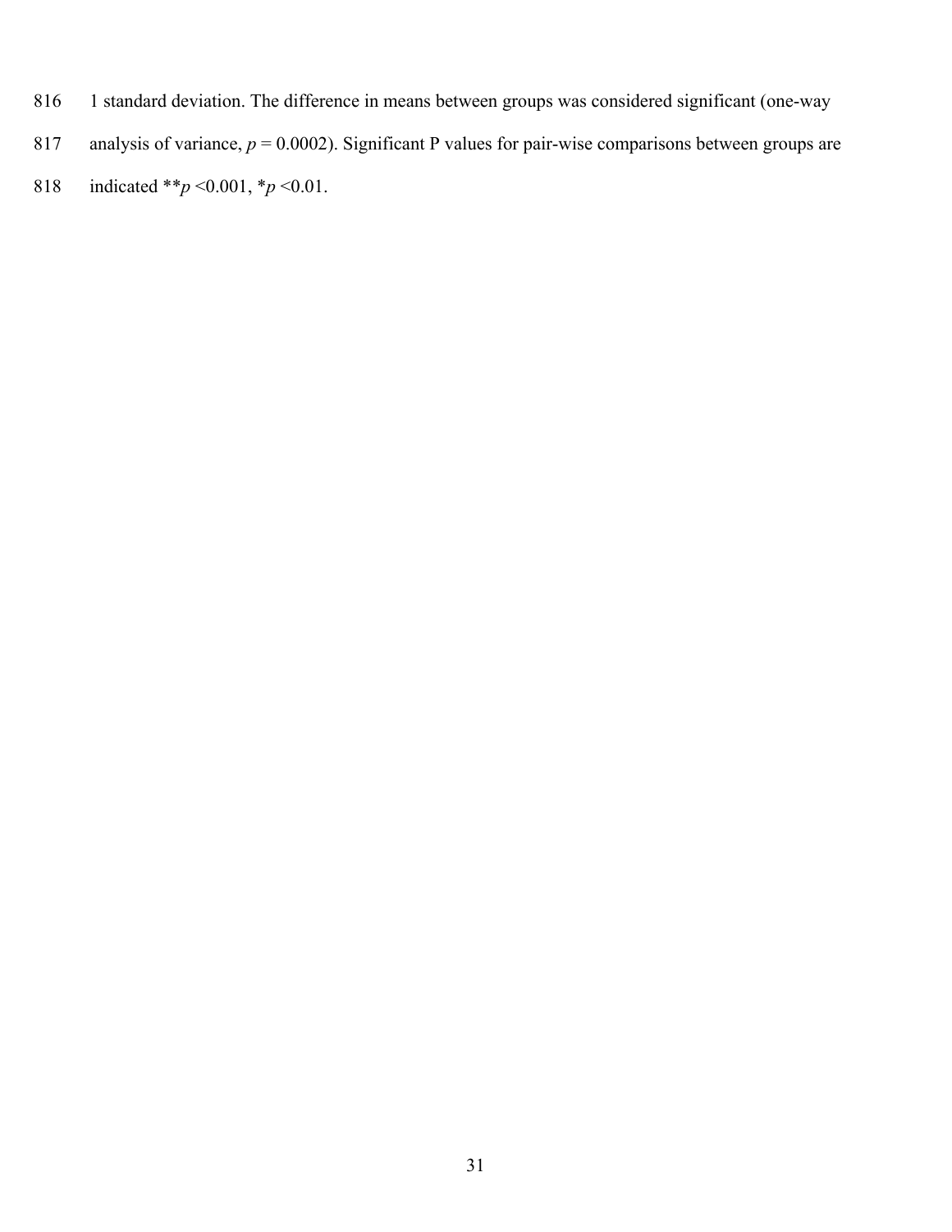1 standard deviation. The difference in means between groups was considered significant (one-way analysis of variance, $p = 0.0002$). Significant P values for pair-wise comparisons between groups are indicated **$p < 0.001$, *$p < 0.01$.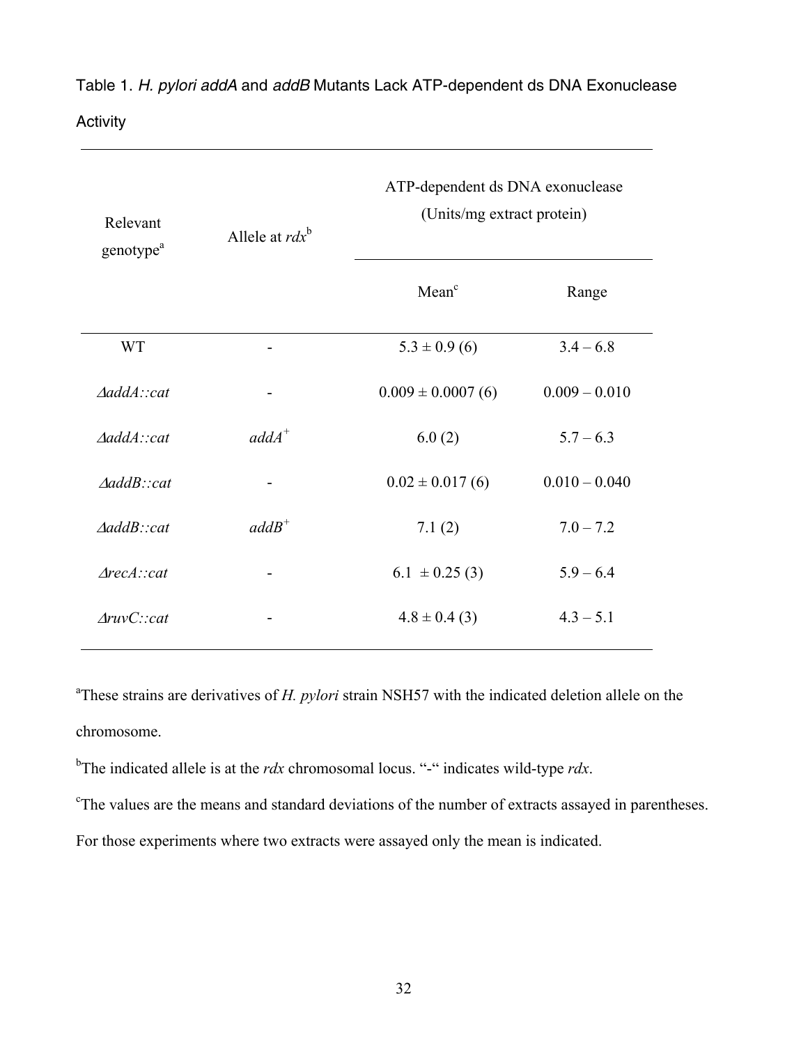Table 1. *H. pylori addA* and *addB* Mutants Lack ATP-dependent ds DNA Exonuclease Activity

| Relevant genotype[a] | Allele at *rdx*[b] | ATP-dependent ds DNA exonuclease (Units/mg extract protein) | |
|---|---|---|---|
| | | Mean[c] | Range |
| WT | - | 5.3 ± 0.9 (6) | 3.4 – 6.8 |
| *ΔaddA::cat* | - | 0.009 ± 0.0007 (6) | 0.009 – 0.010 |
| *ΔaddA::cat* | $addA^{+}$ | 6.0 (2) | 5.7 – 6.3 |
| *ΔaddB::cat* | - | 0.02 ± 0.017 (6) | 0.010 – 0.040 |
| *ΔaddB::cat* | $addB^{+}$ | 7.1 (2) | 7.0 – 7.2 |
| *ΔrecA::cat* | - | 6.1 ± 0.25 (3) | 5.9 – 6.4 |
| *ΔruvC::cat* | - | 4.8 ± 0.4 (3) | 4.3 – 5.1 |

[a]These strains are derivatives of *H. pylori* strain NSH57 with the indicated deletion allele on the chromosome.

[b]The indicated allele is at the *rdx* chromosomal locus. "-" indicates wild-type *rdx*.

[c]The values are the means and standard deviations of the number of extracts assayed in parentheses. For those experiments where two extracts were assayed only the mean is indicated.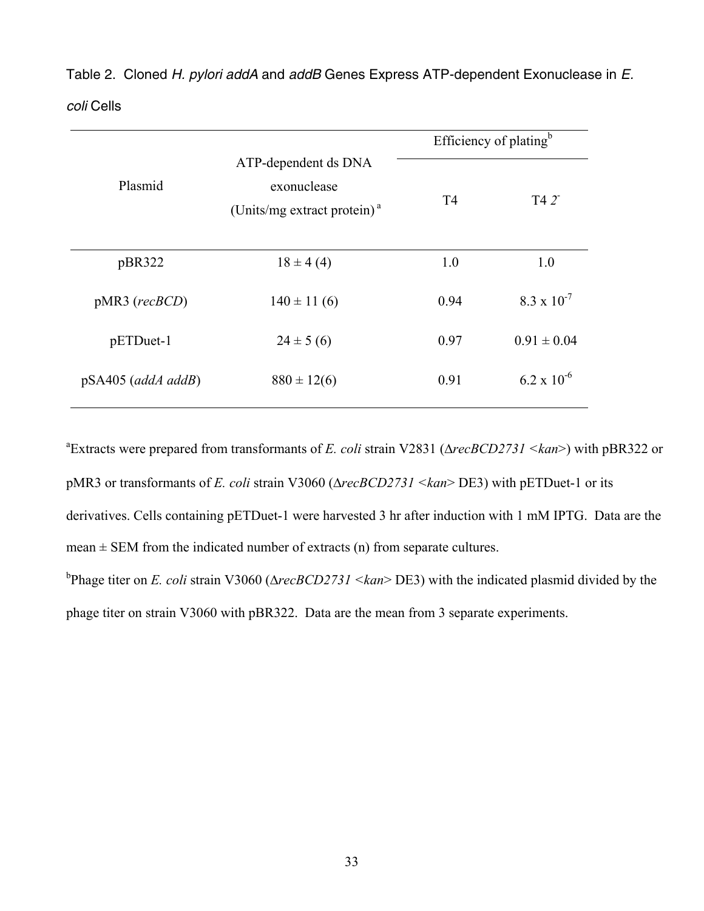Table 2. Cloned *H. pylori addA* and *addB* Genes Express ATP-dependent Exonuclease in *E. coli* Cells

| Plasmid | ATP-dependent ds DNA exonuclease (Units/mg extract protein) [a] | Efficiency of plating[b] | |
|---|---|---|---|
| | | T4 | T4 *2*⁻ |
| pBR322 | 18 ± 4 (4) | 1.0 | 1.0 |
| pMR3 (*recBCD*) | 140 ± 11 (6) | 0.94 | $8.3 \times 10^{-7}$ |
| pETDuet-1 | 24 ± 5 (6) | 0.97 | 0.91 ± 0.04 |
| pSA405 (*addA addB*) | 880 ± 12(6) | 0.91 | $6.2 \times 10^{-6}$ |

[a]Extracts were prepared from transformants of *E. coli* strain V2831 (Δ*recBCD2731* <*kan*>) with pBR322 or pMR3 or transformants of *E. coli* strain V3060 (Δ*recBCD2731* <*kan*> DE3) with pETDuet-1 or its derivatives. Cells containing pETDuet-1 were harvested 3 hr after induction with 1 mM IPTG. Data are the mean ± SEM from the indicated number of extracts (n) from separate cultures.

[b]Phage titer on *E. coli* strain V3060 (Δ*recBCD2731* <*kan*> DE3) with the indicated plasmid divided by the phage titer on strain V3060 with pBR322. Data are the mean from 3 separate experiments.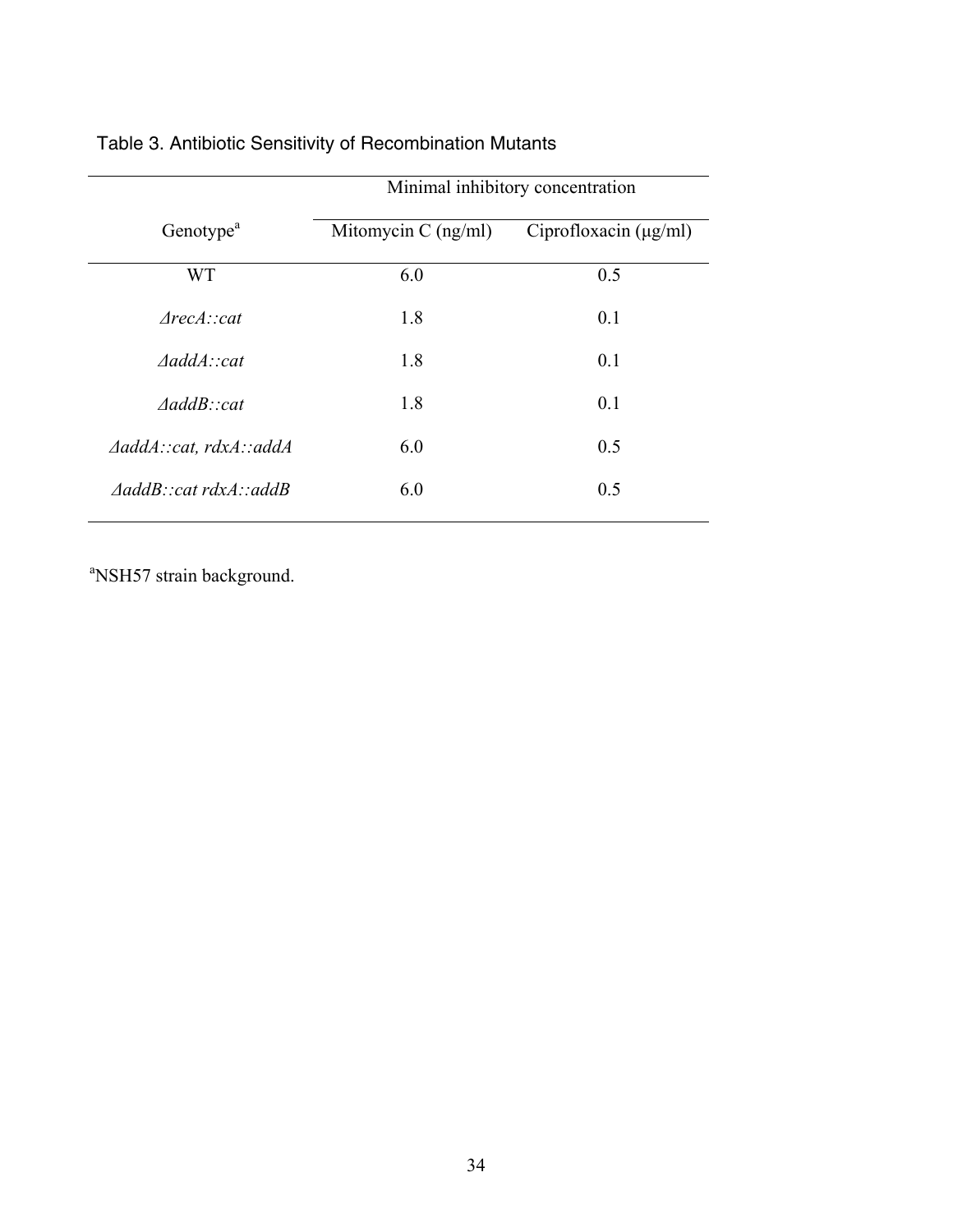Table 3. Antibiotic Sensitivity of Recombination Mutants

| Genotype[a] | Minimal inhibitory concentration | |
|---|---|---|
| | Mitomycin C (ng/ml) | Ciprofloxacin (μg/ml) |
| WT | 6.0 | 0.5 |
| *ΔrecA::cat* | 1.8 | 0.1 |
| *ΔaddA::cat* | 1.8 | 0.1 |
| *ΔaddB::cat* | 1.8 | 0.1 |
| *ΔaddA::cat, rdxA::addA* | 6.0 | 0.5 |
| *ΔaddB::cat rdxA::addB* | 6.0 | 0.5 |

[a]NSH57 strain background.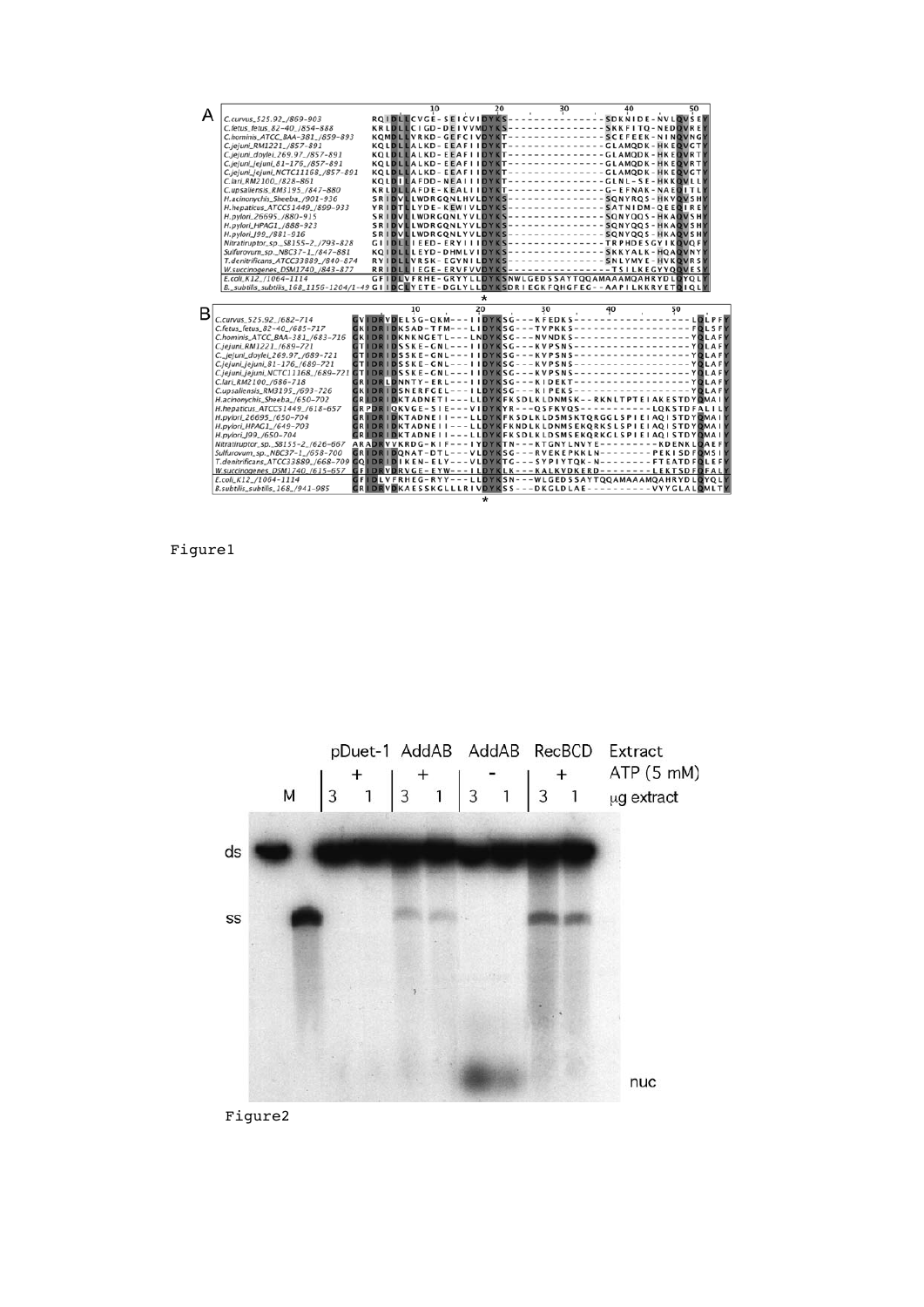A

| | 10 | 20 | 30 | 40 | 50 |
|---|---|---|---|---|---|
| C.curvus_525.92_/869-903 | RQIDLLCVGE-SEICVIDYKS | | | -SDKNIDE-NVLQVSEY | |
| C.fetus_fetus_82-40_/854-888 | KRLDLLCIGD-DEIVVMDYKS | | | -SKKFITQ-NEDQVREY | |
| C.hominis_ATCC_BAA-381_/859-893 | KQMDLLVRKD-GEFCIVDYKT | | | -SCEFEEK-NINQVNGY | |
| C.jejuni_RM1221_/857-891 | KQLDLLALKD-EEAFIIDYKT | | | -GLAMQDK-HKEQVCTY | |
| C.jejuni_doylei_269.97_/857-891 | KQLDLLALKD-EEAFIIDYKT | | | -GLAMQDK-HKEQVRTY | |
| C.jejuni_jejuni_81-176_/857-891 | KQLDLLALKD-EEAFIIDYKT | | | -GLAMQDK-HKEQVRTY | |
| C.jejuni_jejuni_NCTC11168_/857-891 | KQLDLLALKD-EEAFIIDYKT | | | -GLAMQDK-HKEQVCTY | |
| C.lari_RM2100_/828-861 | KQLDIIAFDD-NEAIIIDYKT | | | -GLNL-SE-HKKQVLLY | |
| C.upsaliensis_RM3195_/847-880 | KRLDLLAFDE-KEALIIDYKT | | | -G-EFNAK-NAEQITLY | |
| H.acinonychis_Sheeba_/901-936 | SRIDVLLWDRGQNLHVLDYKS | | | -SQNYRQS-HKVQVSHY | |
| H.hepaticus_ATCC51449_/899-933 | YRIDTLLYDE-KEWIVLDYKS | | | -SATNIDM-QEEQIREY | |
| H.pylori_26695_/880-915 | SRIDVLLWDRGQNLYVLDYKS | | | -SQNYQQS-HKAQVSHY | |
| H.pylori_HPAG1_/888-923 | SRIDVLLWDRGQNLYVLDYKS | | | -SQNYQQS-HKAQVSHY | |
| H.pylori_J99_/881-916 | SRIDVLLWDRGQNLYVLDYKS | | | -SQNYQQS-HKAQVSHY | |
| Nitratiruptor_sp._SB155-2_/793-828 | GIIDLLIEED-ERYIIIDYKS | | | -TRPHDESGYIKQVQFY | |
| Sulfurovum_sp._NBC37-1_/847-881 | KQIDLLLEYD-DHMLVIDYKS | | | -SKKYALK-HQAQVNYY | |
| T.denitrificans_ATCC33889_/840-874 | RYIDLLVRSK-EGYNILDYKS | | | -SNLYMYE-HVKQVRSY | |
| W.succinogenes_DSM1740_/843-877 | RRIDLLIEGE-ERVFVVDYKS | | | -TSILKEGYYQQVESY | |
| E.coli_K12_/1064-1114 | GFIDLVFRHE-GRYYLLDYKSNWLGEDSSAYTQQAMAAAMQAHRYDLQYQLY | | | | |
| B._subtilis_subtilis_168_1156-1204/1-49 | GIIDCLYETE-DGLYLLDYKSDRIEGKFQHGFEG--AAPILKKRYETQIQLY | | | | |

B

| | 10 | 20 | 30 | 40 | 50 |
|---|---|---|---|---|---|
| C.curvus_525.92_/682-714 | GVIDRVDELSG-QKM---IIDYKSG---KFEDKS | | | -LQLPFY | |
| C.fetus_fetus_82-40_/685-717 | GKIDRIDKSAD-TFM---IIDYKSG---TYPKKS | | | -FQLSFY | |
| C.hominis_ATCC_BAA-381_/683-716 | GKIDRIDKNKNGETL---LNDYKSG---NVNDKS | | | -YQLAFY | |
| C.jejuni_RM1221_/689-721 | GTIDRIDSSKE-GNL---IIDYKSG---KVPSNS | | | -YQLAFY | |
| C._jejuni_doylei_269.97_/689-721 | GTIDRIDSSKE-GNL---IIDYKSG---KVPSNS | | | -YQLAFY | |
| C.jejuni_jejuni_81-176_/689-721 | GTIDRIDSSKE-GNL---IIDYKSG---KVPSNS | | | -YQLAFY | |
| C.jejuni_jejuni_NCTC11168_/689-721 | GTIDRIDSSKE-GNL---IIDYKSG---KVPSNS | | | -YQLAFY | |
| C.lari_RM2100_/686-718 | GKIDRIDLDNNTY-ERL---IIDYKSG---KIDEKT | | | -YQLAFY | |
| C.upsaliensis_RM3195_/693-726 | GKIDRIDSNERFGEL---IIDYKSG---KIPEKS | | | -YQLAFY | |
| H.acinonychis_Sheeba_/650-702 | GRIDRIDKTADNETI---LLDYKFKSDLKLDNMSK--RKNLTPTEIAKESTDYQMAIY | | | | |
| H.hepaticus_ATCC51449_/618-657 | GRPDRIDQKVGE-SIE---VIDYKYR---QSFKVQS | | | -LQKSTDFALILY | |
| H.pylori_26695_/650-704 | GRIDRIDKTADNEII---LLDYKFKSDLKLDSMSKTQRGGLSPIEIAQISTDYQMAIY | | | | |
| H.pylori_HPAG1_/649-703 | GRIDRIDKTADNEII---LLDYKFKNDLKLDNMSEKQRKSLSPIEIAQISTDYQMAIY | | | | |
| H.pylori_J99_/650-704 | GRIDRIDKTADNEII---LLDYKFKSDLKLDSMSEKQRKCLSPIEIAQISTDYQMAIY | | | | |
| Nitratiruptor_sp._SB155-2_/626-667 | ARADRVVKRDG-KIF---IYDYKTN---KTGNYLNVYE | | | -KDENKLQAEFY | |
| Sulfurovum_sp._NBC37-1_/658-700 | GRIDRIDQNAT-DTL---VLDYKSG---RVEKEPKKLN | | | -PEKISDFQMSIY | |
| T.denitrificans_ATCC33889_/668-709 | GQIDRIDIKEN-ELY---VLDYKTG---SYPIYTQK-N | | | -FTEATDFQLEFY | |
| W.succinogenes_DSM1740_/615-657 | GFIDRVDRVGE-EYW---ILDYKLK---KALKVDKERD | | | -LEKTSDFQFALY | |
| E.coli_K12_/1064-1114 | GFIDLVFRHEG-RYY---LLDYKSN---WLGEDSSAYTQQAMAAAMQAHRYDLQYQLY | | | | |
| B.subtilis_subtilis_168_/941-985 | GRIDRVDKAESSKGLLLRIVDYKSS---DKGLDLAE | | | -VYYGLALQMLTY | |

Figure1

pDuet-1 AddAB AddAB RecBCD Extract

\+ + - + ATP (5 mM)

M 3 1 3 1 3 1 3 1 µg extract

ds

ss

nuc

Figure2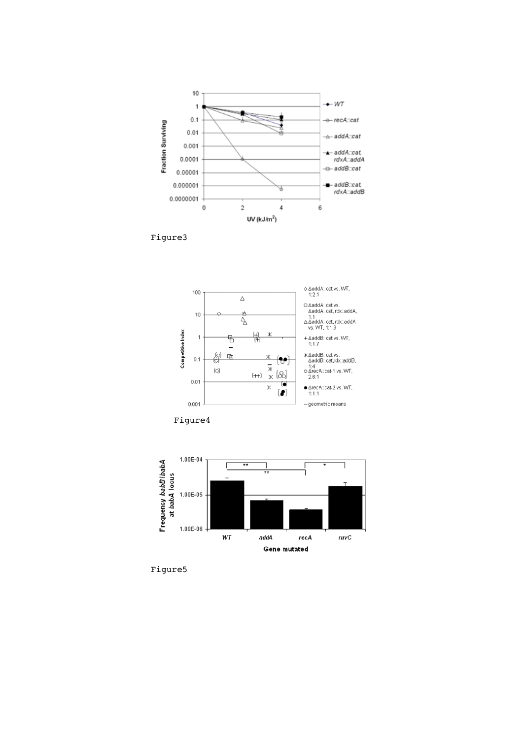10

1

0.1

0.01

0.001

0.0001

0.00001

0.000001

0.0000001

Fraction Surviving

0 2 4 6

UV (kJ/m$^2$)

*WT*

*recA::cat*

*addA::cat*

*addA::cat, rdxA::addA*

*addB::cat*

*addB::cat, rdxA::addB*

Figure3

100

10

1

0.1

0.01

0.001

Competitive Index

◇ ΔaddA::cat vs. WT, 1:2.1

□ ΔaddA::cat vs. ΔaddA::cat, rdx::addA, 1:1

△ ΔaddA::cat, rdx::addA vs. WT, 1:1.9

+ ΔaddB::cat vs. WT, 1:1.7

ж ΔaddB::cat vs. ΔaddB::cat,rdx::addB, 1:4

○ ΔrecA::cat-1 vs. WT, 2.6:1

● ΔrecA::cat-2 vs. WT, 1:1.1

– geometric means

Figure4

1.00E-04

1.00E-05

1.00E-06

Frequency *babB*/*babA* at *babA* locus

**

**

*

*WT* *addA* *recA* *ruvC*

Gene mutated

Figure5